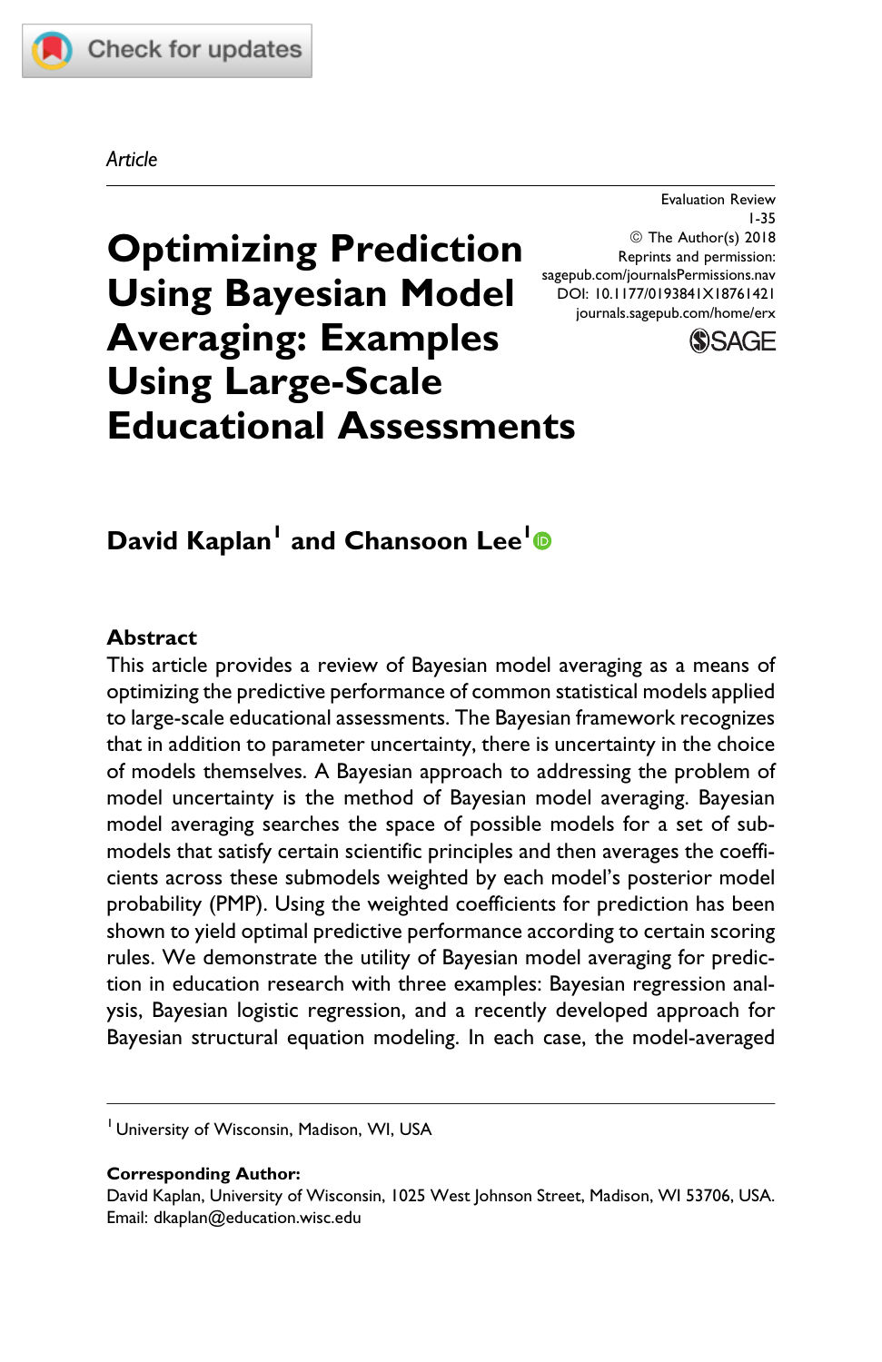Article

# Optimizing Prediction Using Bayesian Model Averaging: Examples Using Large-Scale Educational Assessments

Evaluation Review
1-35
© The Author(s) 2018
Reprints and permission:
sagepub.com/journalsPermissions.nav
DOI: 10.1177/0193841X18761421
journals.sagepub.com/home/erx

**David Kaplan[1] and Chansoon Lee[1]**

## Abstract

This article provides a review of Bayesian model averaging as a means of optimizing the predictive performance of common statistical models applied to large-scale educational assessments. The Bayesian framework recognizes that in addition to parameter uncertainty, there is uncertainty in the choice of models themselves. A Bayesian approach to addressing the problem of model uncertainty is the method of Bayesian model averaging. Bayesian model averaging searches the space of possible models for a set of submodels that satisfy certain scientific principles and then averages the coefficients across these submodels weighted by each model's posterior model probability (PMP). Using the weighted coefficients for prediction has been shown to yield optimal predictive performance according to certain scoring rules. We demonstrate the utility of Bayesian model averaging for prediction in education research with three examples: Bayesian regression analysis, Bayesian logistic regression, and a recently developed approach for Bayesian structural equation modeling. In each case, the model-averaged

---

[1] University of Wisconsin, Madison, WI, USA

**Corresponding Author:**
David Kaplan, University of Wisconsin, 1025 West Johnson Street, Madison, WI 53706, USA.
Email: dkaplan@education.wisc.edu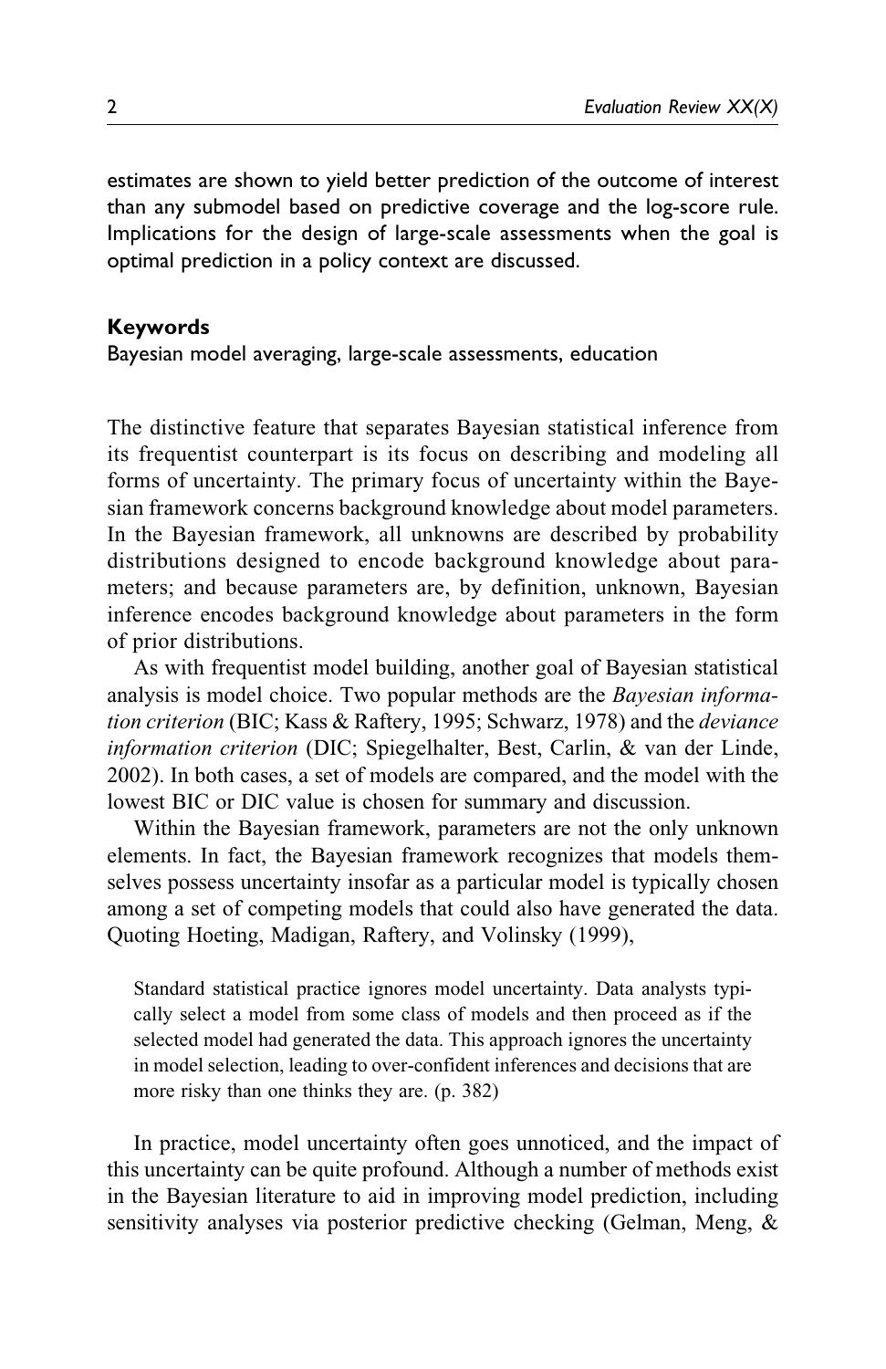estimates are shown to yield better prediction of the outcome of interest than any submodel based on predictive coverage and the log-score rule. Implications for the design of large-scale assessments when the goal is optimal prediction in a policy context are discussed.

### Keywords

Bayesian model averaging, large-scale assessments, education

The distinctive feature that separates Bayesian statistical inference from its frequentist counterpart is its focus on describing and modeling all forms of uncertainty. The primary focus of uncertainty within the Bayesian framework concerns background knowledge about model parameters. In the Bayesian framework, all unknowns are described by probability distributions designed to encode background knowledge about parameters; and because parameters are, by definition, unknown, Bayesian inference encodes background knowledge about parameters in the form of prior distributions.

As with frequentist model building, another goal of Bayesian statistical analysis is model choice. Two popular methods are the *Bayesian information criterion* (BIC; Kass & Raftery, 1995; Schwarz, 1978) and the *deviance information criterion* (DIC; Spiegelhalter, Best, Carlin, & van der Linde, 2002). In both cases, a set of models are compared, and the model with the lowest BIC or DIC value is chosen for summary and discussion.

Within the Bayesian framework, parameters are not the only unknown elements. In fact, the Bayesian framework recognizes that models themselves possess uncertainty insofar as a particular model is typically chosen among a set of competing models that could also have generated the data. Quoting Hoeting, Madigan, Raftery, and Volinsky (1999),

> Standard statistical practice ignores model uncertainty. Data analysts typically select a model from some class of models and then proceed as if the selected model had generated the data. This approach ignores the uncertainty in model selection, leading to over-confident inferences and decisions that are more risky than one thinks they are. (p. 382)

In practice, model uncertainty often goes unnoticed, and the impact of this uncertainty can be quite profound. Although a number of methods exist in the Bayesian literature to aid in improving model prediction, including sensitivity analyses via posterior predictive checking (Gelman, Meng, &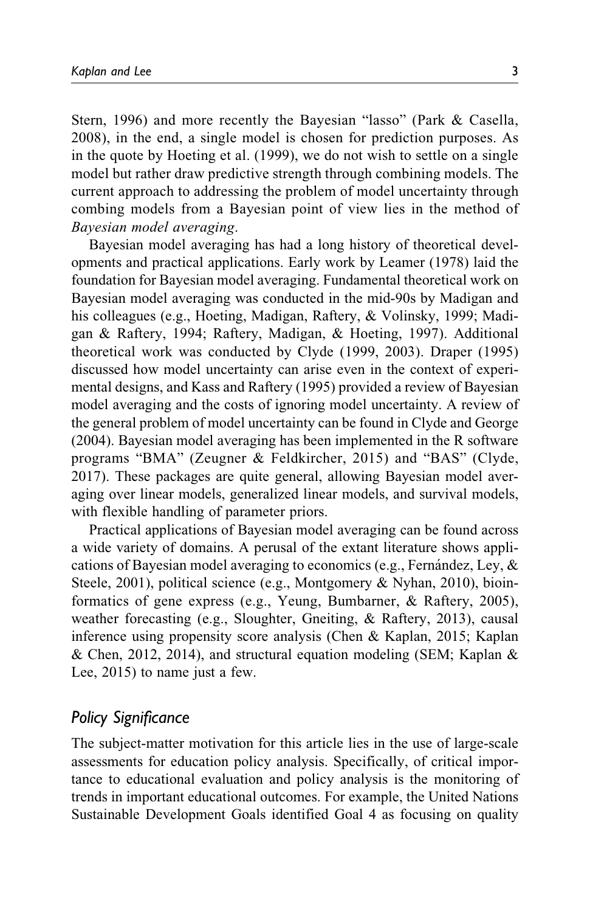Stern, 1996) and more recently the Bayesian "lasso" (Park & Casella, 2008), in the end, a single model is chosen for prediction purposes. As in the quote by Hoeting et al. (1999), we do not wish to settle on a single model but rather draw predictive strength through combining models. The current approach to addressing the problem of model uncertainty through combing models from a Bayesian point of view lies in the method of *Bayesian model averaging*.

Bayesian model averaging has had a long history of theoretical developments and practical applications. Early work by Leamer (1978) laid the foundation for Bayesian model averaging. Fundamental theoretical work on Bayesian model averaging was conducted in the mid-90s by Madigan and his colleagues (e.g., Hoeting, Madigan, Raftery, & Volinsky, 1999; Madigan & Raftery, 1994; Raftery, Madigan, & Hoeting, 1997). Additional theoretical work was conducted by Clyde (1999, 2003). Draper (1995) discussed how model uncertainty can arise even in the context of experimental designs, and Kass and Raftery (1995) provided a review of Bayesian model averaging and the costs of ignoring model uncertainty. A review of the general problem of model uncertainty can be found in Clyde and George (2004). Bayesian model averaging has been implemented in the R software programs "BMA" (Zeugner & Feldkircher, 2015) and "BAS" (Clyde, 2017). These packages are quite general, allowing Bayesian model averaging over linear models, generalized linear models, and survival models, with flexible handling of parameter priors.

Practical applications of Bayesian model averaging can be found across a wide variety of domains. A perusal of the extant literature shows applications of Bayesian model averaging to economics (e.g., Fernández, Ley, & Steele, 2001), political science (e.g., Montgomery & Nyhan, 2010), bioinformatics of gene express (e.g., Yeung, Bumbarner, & Raftery, 2005), weather forecasting (e.g., Sloughter, Gneiting, & Raftery, 2013), causal inference using propensity score analysis (Chen & Kaplan, 2015; Kaplan & Chen, 2012, 2014), and structural equation modeling (SEM; Kaplan & Lee, 2015) to name just a few.

## Policy Significance

The subject-matter motivation for this article lies in the use of large-scale assessments for education policy analysis. Specifically, of critical importance to educational evaluation and policy analysis is the monitoring of trends in important educational outcomes. For example, the United Nations Sustainable Development Goals identified Goal 4 as focusing on quality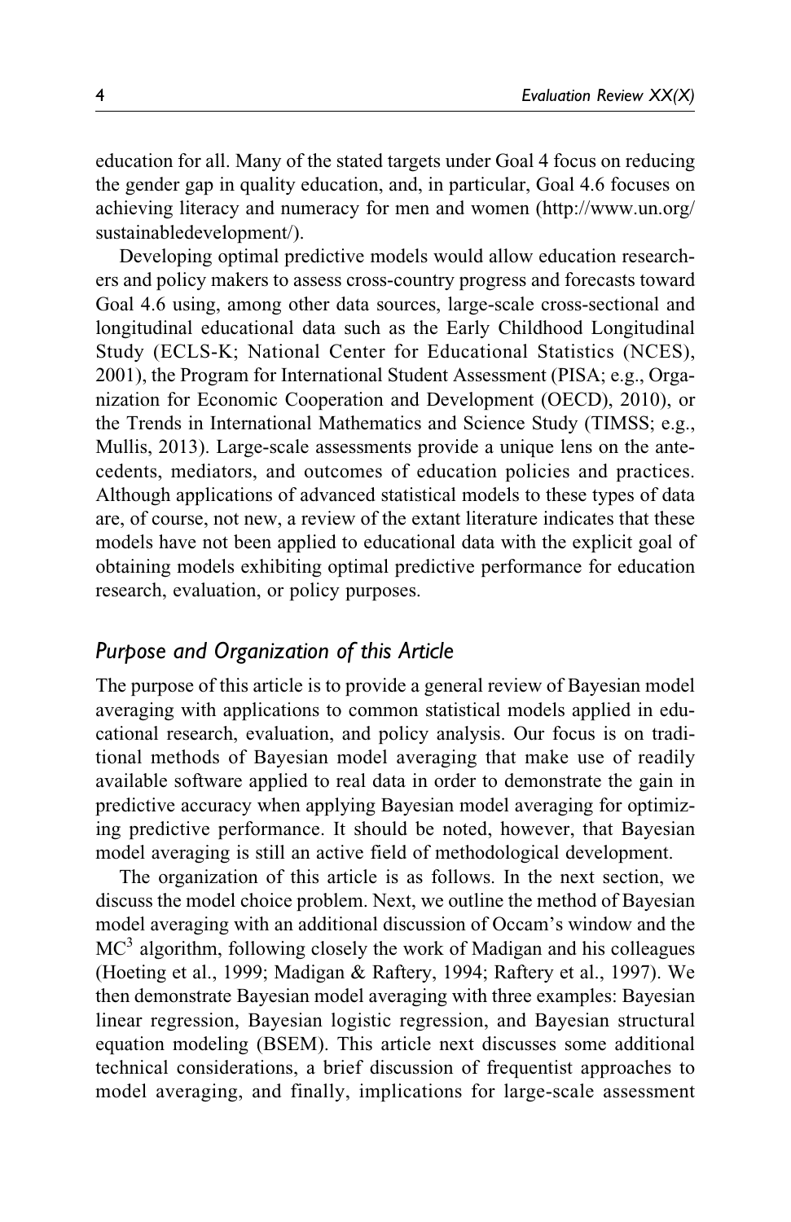education for all. Many of the stated targets under Goal 4 focus on reducing the gender gap in quality education, and, in particular, Goal 4.6 focuses on achieving literacy and numeracy for men and women (http://www.un.org/sustainabledevelopment/).

Developing optimal predictive models would allow education researchers and policy makers to assess cross-country progress and forecasts toward Goal 4.6 using, among other data sources, large-scale cross-sectional and longitudinal educational data such as the Early Childhood Longitudinal Study (ECLS-K; National Center for Educational Statistics (NCES), 2001), the Program for International Student Assessment (PISA; e.g., Organization for Economic Cooperation and Development (OECD), 2010), or the Trends in International Mathematics and Science Study (TIMSS; e.g., Mullis, 2013). Large-scale assessments provide a unique lens on the antecedents, mediators, and outcomes of education policies and practices. Although applications of advanced statistical models to these types of data are, of course, not new, a review of the extant literature indicates that these models have not been applied to educational data with the explicit goal of obtaining models exhibiting optimal predictive performance for education research, evaluation, or policy purposes.

## *Purpose and Organization of this Article*

The purpose of this article is to provide a general review of Bayesian model averaging with applications to common statistical models applied in educational research, evaluation, and policy analysis. Our focus is on traditional methods of Bayesian model averaging that make use of readily available software applied to real data in order to demonstrate the gain in predictive accuracy when applying Bayesian model averaging for optimizing predictive performance. It should be noted, however, that Bayesian model averaging is still an active field of methodological development.

The organization of this article is as follows. In the next section, we discuss the model choice problem. Next, we outline the method of Bayesian model averaging with an additional discussion of Occam's window and the $MC^3$ algorithm, following closely the work of Madigan and his colleagues (Hoeting et al., 1999; Madigan & Raftery, 1994; Raftery et al., 1997). We then demonstrate Bayesian model averaging with three examples: Bayesian linear regression, Bayesian logistic regression, and Bayesian structural equation modeling (BSEM). This article next discusses some additional technical considerations, a brief discussion of frequentist approaches to model averaging, and finally, implications for large-scale assessment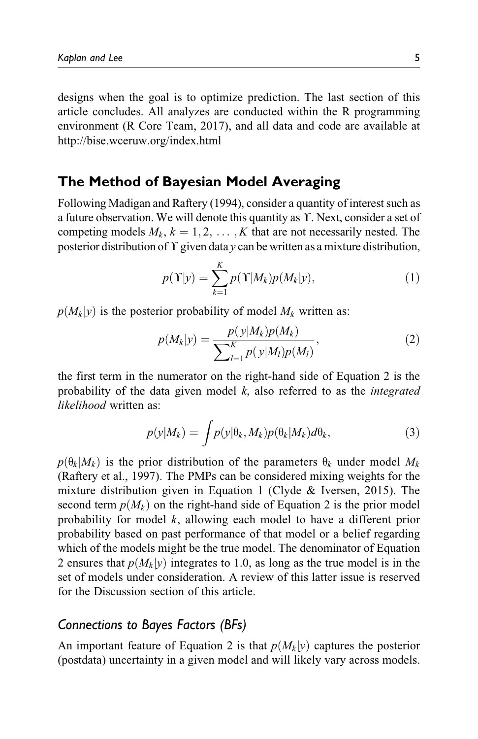designs when the goal is to optimize prediction. The last section of this article concludes. All analyzes are conducted within the R programming environment (R Core Team, 2017), and all data and code are available at http://bise.wceruw.org/index.html

## The Method of Bayesian Model Averaging

Following Madigan and Raftery (1994), consider a quantity of interest such as a future observation. We will denote this quantity as $\Upsilon$. Next, consider a set of competing models $M_k$, $k = 1, 2, \ldots, K$ that are not necessarily nested. The posterior distribution of $\Upsilon$ given data $y$ can be written as a mixture distribution,

$$p(\Upsilon|y) = \sum_{k=1}^{K} p(\Upsilon|M_k)p(M_k|y), \tag{1}$$

$p(M_k|y)$ is the posterior probability of model $M_k$ written as:

$$p(M_k|y) = \frac{p(y|M_k)p(M_k)}{\sum_{l=1}^{K} p(y|M_l)p(M_l)}, \tag{2}$$

the first term in the numerator on the right-hand side of Equation 2 is the probability of the data given model $k$, also referred to as the *integrated likelihood* written as:

$$p(y|M_k) = \int p(y|\theta_k, M_k)p(\theta_k|M_k)d\theta_k, \tag{3}$$

$p(\theta_k|M_k)$ is the prior distribution of the parameters $\theta_k$ under model $M_k$ (Raftery et al., 1997). The PMPs can be considered mixing weights for the mixture distribution given in Equation 1 (Clyde & Iversen, 2015). The second term $p(M_k)$ on the right-hand side of Equation 2 is the prior model probability for model $k$, allowing each model to have a different prior probability based on past performance of that model or a belief regarding which of the models might be the true model. The denominator of Equation 2 ensures that $p(M_k|y)$ integrates to 1.0, as long as the true model is in the set of models under consideration. A review of this latter issue is reserved for the Discussion section of this article.

### *Connections to Bayes Factors (BFs)*

An important feature of Equation 2 is that $p(M_k|y)$ captures the posterior (postdata) uncertainty in a given model and will likely vary across models.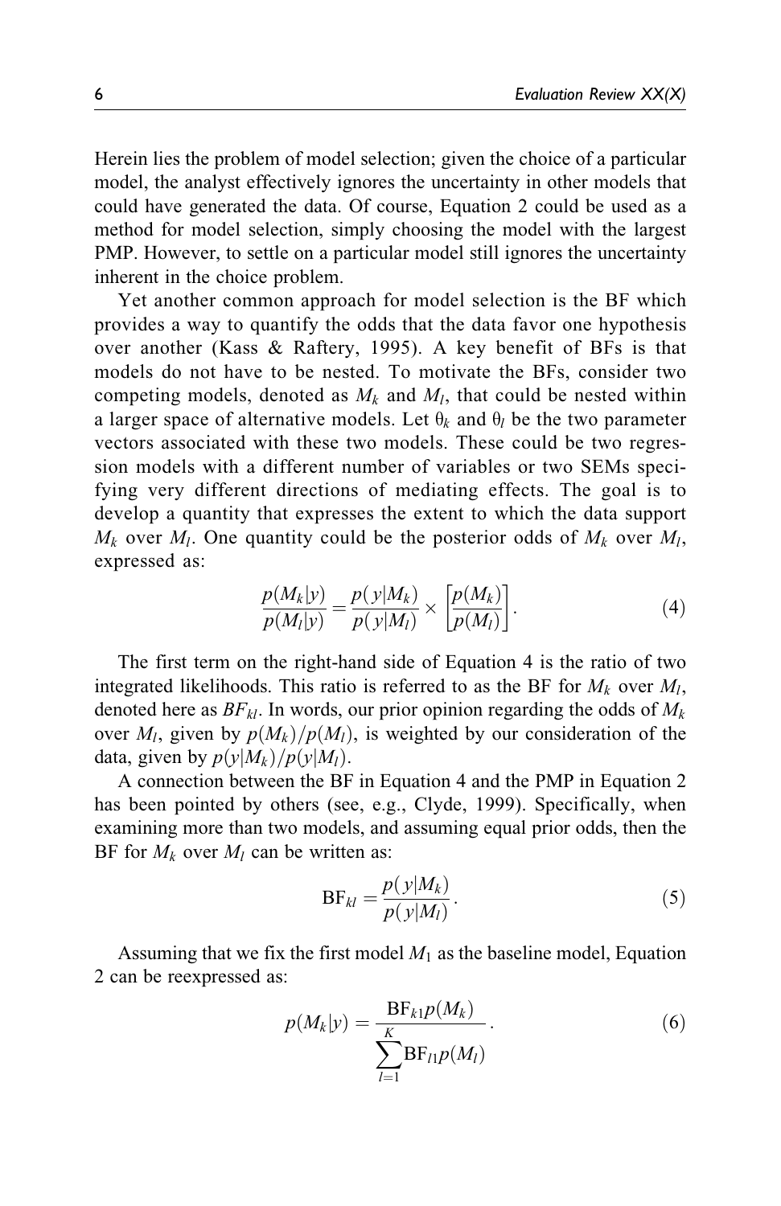Herein lies the problem of model selection; given the choice of a particular model, the analyst effectively ignores the uncertainty in other models that could have generated the data. Of course, Equation 2 could be used as a method for model selection, simply choosing the model with the largest PMP. However, to settle on a particular model still ignores the uncertainty inherent in the choice problem.

Yet another common approach for model selection is the BF which provides a way to quantify the odds that the data favor one hypothesis over another (Kass & Raftery, 1995). A key benefit of BFs is that models do not have to be nested. To motivate the BFs, consider two competing models, denoted as $M_k$ and $M_l$, that could be nested within a larger space of alternative models. Let $\theta_k$ and $\theta_l$ be the two parameter vectors associated with these two models. These could be two regression models with a different number of variables or two SEMs specifying very different directions of mediating effects. The goal is to develop a quantity that expresses the extent to which the data support $M_k$ over $M_l$. One quantity could be the posterior odds of $M_k$ over $M_l$, expressed as:

$$\frac{p(M_k|y)}{p(M_l|y)} = \frac{p(y|M_k)}{p(y|M_l)} \times \left[\frac{p(M_k)}{p(M_l)}\right]. \tag{4}$$

The first term on the right-hand side of Equation 4 is the ratio of two integrated likelihoods. This ratio is referred to as the BF for $M_k$ over $M_l$, denoted here as $BF_{kl}$. In words, our prior opinion regarding the odds of $M_k$ over $M_l$, given by $p(M_k)/p(M_l)$, is weighted by our consideration of the data, given by $p(y|M_k)/p(y|M_l)$.

A connection between the BF in Equation 4 and the PMP in Equation 2 has been pointed by others (see, e.g., Clyde, 1999). Specifically, when examining more than two models, and assuming equal prior odds, then the BF for $M_k$ over $M_l$ can be written as:

$$\text{BF}_{kl} = \frac{p(y|M_k)}{p(y|M_l)}. \tag{5}$$

Assuming that we fix the first model $M_1$ as the baseline model, Equation 2 can be reexpressed as:

$$p(M_k|y) = \frac{\text{BF}_{k1}p(M_k)}{\sum_{l=1}^{K}\text{BF}_{l1}p(M_l)}. \tag{6}$$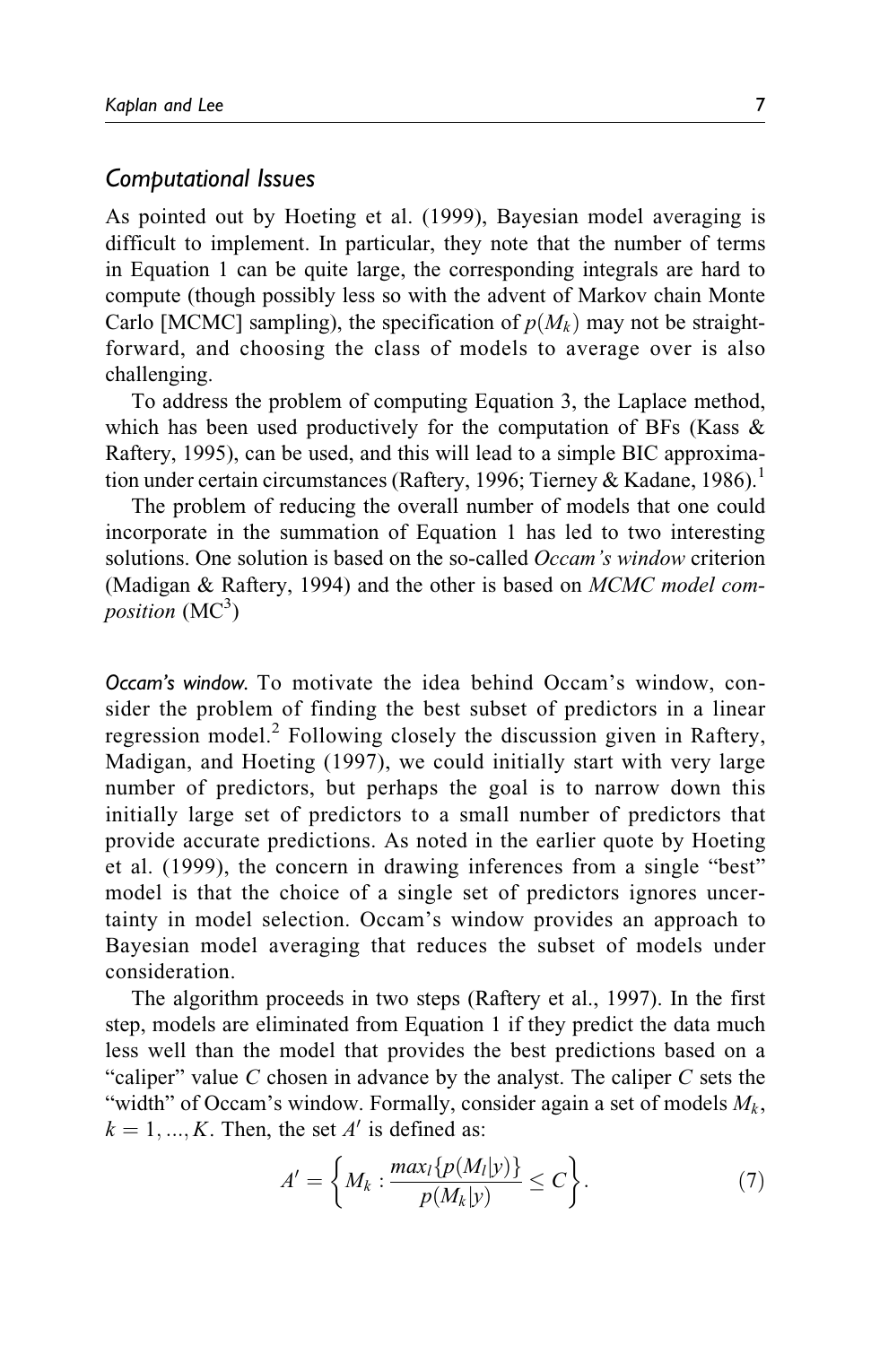## Computational Issues

As pointed out by Hoeting et al. (1999), Bayesian model averaging is difficult to implement. In particular, they note that the number of terms in Equation 1 can be quite large, the corresponding integrals are hard to compute (though possibly less so with the advent of Markov chain Monte Carlo [MCMC] sampling), the specification of $p(M_k)$ may not be straightforward, and choosing the class of models to average over is also challenging.

To address the problem of computing Equation 3, the Laplace method, which has been used productively for the computation of BFs (Kass & Raftery, 1995), can be used, and this will lead to a simple BIC approximation under certain circumstances (Raftery, 1996; Tierney & Kadane, 1986).[1]

The problem of reducing the overall number of models that one could incorporate in the summation of Equation 1 has led to two interesting solutions. One solution is based on the so-called *Occam's window* criterion (Madigan & Raftery, 1994) and the other is based on *MCMC model composition* ($MC^3$)

*Occam's window.* To motivate the idea behind Occam's window, consider the problem of finding the best subset of predictors in a linear regression model.[2] Following closely the discussion given in Raftery, Madigan, and Hoeting (1997), we could initially start with very large number of predictors, but perhaps the goal is to narrow down this initially large set of predictors to a small number of predictors that provide accurate predictions. As noted in the earlier quote by Hoeting et al. (1999), the concern in drawing inferences from a single "best" model is that the choice of a single set of predictors ignores uncertainty in model selection. Occam's window provides an approach to Bayesian model averaging that reduces the subset of models under consideration.

The algorithm proceeds in two steps (Raftery et al., 1997). In the first step, models are eliminated from Equation 1 if they predict the data much less well than the model that provides the best predictions based on a "caliper" value $C$ chosen in advance by the analyst. The caliper $C$ sets the "width" of Occam's window. Formally, consider again a set of models $M_k$, $k = 1, ..., K$. Then, the set $A'$ is defined as:

$$A' = \left\{ M_k : \frac{max_l\{p(M_l|y)\}}{p(M_k|y)} \leq C \right\}. \tag{7}$$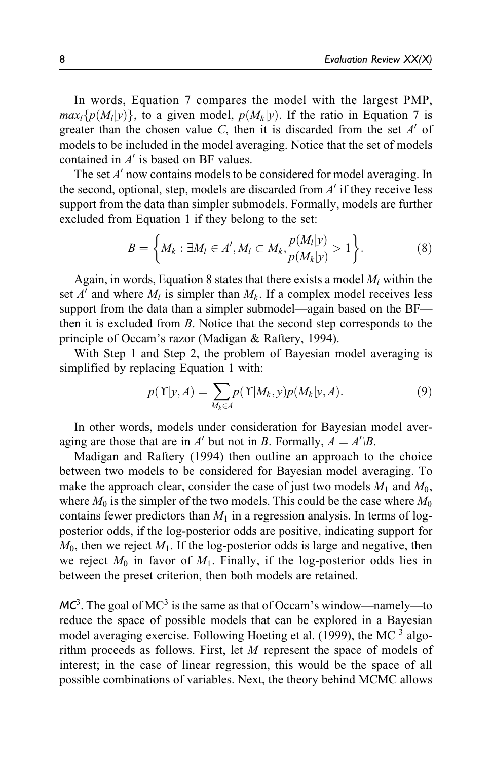In words, Equation 7 compares the model with the largest PMP, $max_l\{p(M_l|y)\}$, to a given model, $p(M_k|y)$. If the ratio in Equation 7 is greater than the chosen value $C$, then it is discarded from the set $A'$ of models to be included in the model averaging. Notice that the set of models contained in $A'$ is based on BF values.

The set $A'$ now contains models to be considered for model averaging. In the second, optional, step, models are discarded from $A'$ if they receive less support from the data than simpler submodels. Formally, models are further excluded from Equation 1 if they belong to the set:

$$B = \left\{ M_k : \exists M_l \in A', M_l \subset M_k, \frac{p(M_l|y)}{p(M_k|y)} > 1 \right\}. \tag{8}$$

Again, in words, Equation 8 states that there exists a model $M_l$ within the set $A'$ and where $M_l$ is simpler than $M_k$. If a complex model receives less support from the data than a simpler submodel—again based on the BF—then it is excluded from $B$. Notice that the second step corresponds to the principle of Occam's razor (Madigan & Raftery, 1994).

With Step 1 and Step 2, the problem of Bayesian model averaging is simplified by replacing Equation 1 with:

$$p(\Upsilon|y, A) = \sum_{M_k \in A} p(\Upsilon|M_k, y) p(M_k|y, A). \tag{9}$$

In other words, models under consideration for Bayesian model averaging are those that are in $A'$ but not in $B$. Formally, $A = A' \backslash B$.

Madigan and Raftery (1994) then outline an approach to the choice between two models to be considered for Bayesian model averaging. To make the approach clear, consider the case of just two models $M_1$ and $M_0$, where $M_0$ is the simpler of the two models. This could be the case where $M_0$ contains fewer predictors than $M_1$ in a regression analysis. In terms of log-posterior odds, if the log-posterior odds are positive, indicating support for $M_0$, then we reject $M_1$. If the log-posterior odds is large and negative, then we reject $M_0$ in favor of $M_1$. Finally, if the log-posterior odds lies in between the preset criterion, then both models are retained.

*$MC^3$*. The goal of $MC^3$ is the same as that of Occam's window—namely—to reduce the space of possible models that can be explored in a Bayesian model averaging exercise. Following Hoeting et al. (1999), the $MC^3$ algorithm proceeds as follows. First, let $M$ represent the space of models of interest; in the case of linear regression, this would be the space of all possible combinations of variables. Next, the theory behind MCMC allows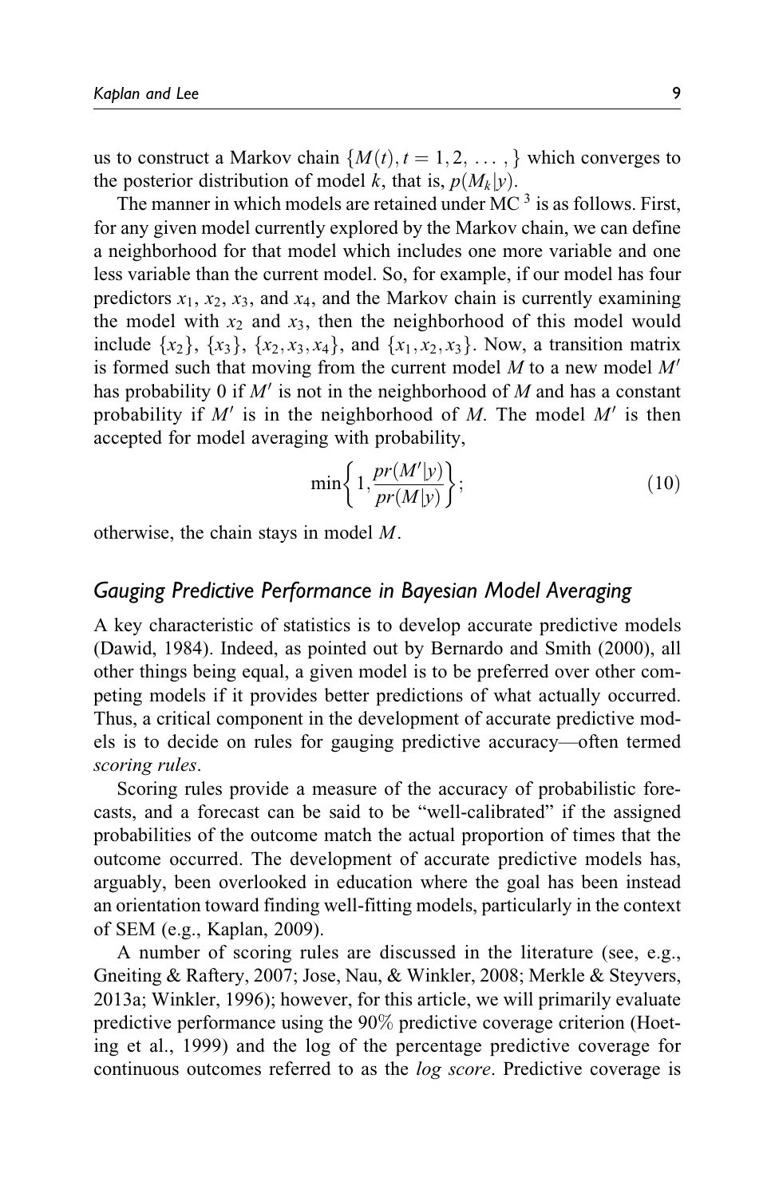us to construct a Markov chain $\{M(t), t = 1, 2, \ldots,\}$ which converges to the posterior distribution of model $k$, that is, $p(M_k|y)$.

The manner in which models are retained under MC [3] is as follows. First, for any given model currently explored by the Markov chain, we can define a neighborhood for that model which includes one more variable and one less variable than the current model. So, for example, if our model has four predictors $x_1$, $x_2$, $x_3$, and $x_4$, and the Markov chain is currently examining the model with $x_2$ and $x_3$, then the neighborhood of this model would include $\{x_2\}$, $\{x_3\}$, $\{x_2, x_3, x_4\}$, and $\{x_1, x_2, x_3\}$. Now, a transition matrix is formed such that moving from the current model $M$ to a new model $M'$ has probability 0 if $M'$ is not in the neighborhood of $M$ and has a constant probability if $M'$ is in the neighborhood of $M$. The model $M'$ is then accepted for model averaging with probability,

$$\min\left\{1, \frac{pr(M'|y)}{pr(M|y)}\right\}; \tag{10}$$

otherwise, the chain stays in model $M$.

## *Gauging Predictive Performance in Bayesian Model Averaging*

A key characteristic of statistics is to develop accurate predictive models (Dawid, 1984). Indeed, as pointed out by Bernardo and Smith (2000), all other things being equal, a given model is to be preferred over other competing models if it provides better predictions of what actually occurred. Thus, a critical component in the development of accurate predictive models is to decide on rules for gauging predictive accuracy—often termed *scoring rules*.

Scoring rules provide a measure of the accuracy of probabilistic forecasts, and a forecast can be said to be "well-calibrated" if the assigned probabilities of the outcome match the actual proportion of times that the outcome occurred. The development of accurate predictive models has, arguably, been overlooked in education where the goal has been instead an orientation toward finding well-fitting models, particularly in the context of SEM (e.g., Kaplan, 2009).

A number of scoring rules are discussed in the literature (see, e.g., Gneiting & Raftery, 2007; Jose, Nau, & Winkler, 2008; Merkle & Steyvers, 2013a; Winkler, 1996); however, for this article, we will primarily evaluate predictive performance using the 90% predictive coverage criterion (Hoeting et al., 1999) and the log of the percentage predictive coverage for continuous outcomes referred to as the *log score*. Predictive coverage is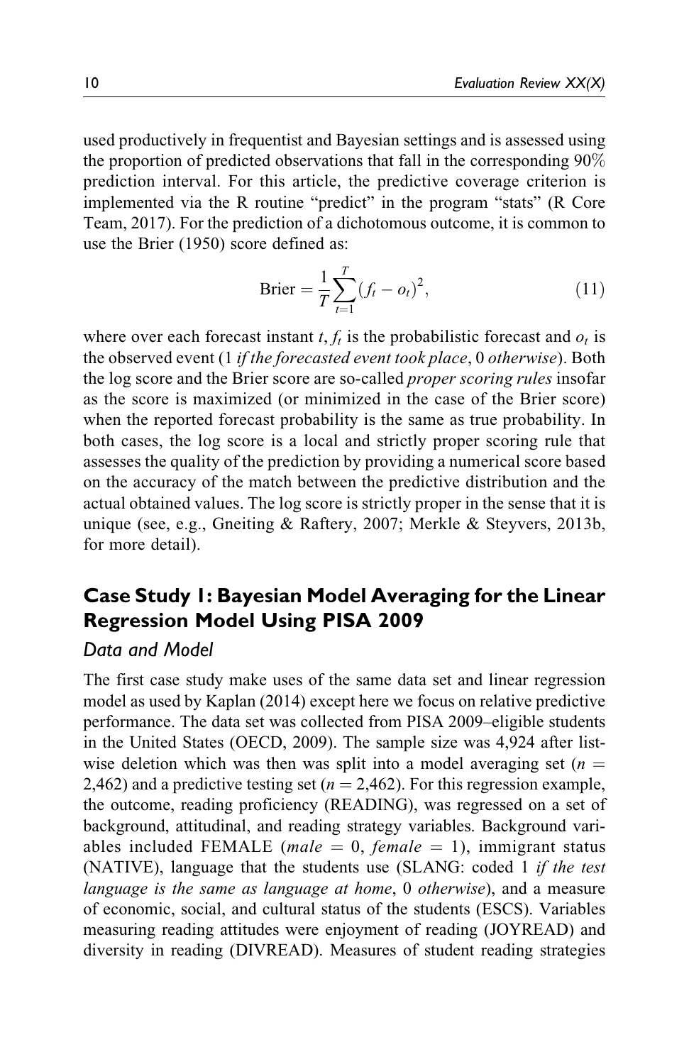used productively in frequentist and Bayesian settings and is assessed using the proportion of predicted observations that fall in the corresponding 90% prediction interval. For this article, the predictive coverage criterion is implemented via the R routine “predict” in the program “stats” (R Core Team, 2017). For the prediction of a dichotomous outcome, it is common to use the Brier (1950) score defined as:

$$\text{Brier} = \frac{1}{T}\sum_{t=1}^{T}(f_t - o_t)^2, \tag{11}$$

where over each forecast instant $t$, $f_t$ is the probabilistic forecast and $o_t$ is the observed event (1 *if the forecasted event took place*, 0 *otherwise*). Both the log score and the Brier score are so-called *proper scoring rules* insofar as the score is maximized (or minimized in the case of the Brier score) when the reported forecast probability is the same as true probability. In both cases, the log score is a local and strictly proper scoring rule that assesses the quality of the prediction by providing a numerical score based on the accuracy of the match between the predictive distribution and the actual obtained values. The log score is strictly proper in the sense that it is unique (see, e.g., Gneiting & Raftery, 2007; Merkle & Steyvers, 2013b, for more detail).

## Case Study 1: Bayesian Model Averaging for the Linear Regression Model Using PISA 2009

### Data and Model

The first case study make uses of the same data set and linear regression model as used by Kaplan (2014) except here we focus on relative predictive performance. The data set was collected from PISA 2009–eligible students in the United States (OECD, 2009). The sample size was 4,924 after listwise deletion which was then was split into a model averaging set ($n$ = 2,462) and a predictive testing set ($n$ = 2,462). For this regression example, the outcome, reading proficiency (READING), was regressed on a set of background, attitudinal, and reading strategy variables. Background variables included FEMALE (*male* = 0, *female* = 1), immigrant status (NATIVE), language that the students use (SLANG: coded 1 *if the test language is the same as language at home*, 0 *otherwise*), and a measure of economic, social, and cultural status of the students (ESCS). Variables measuring reading attitudes were enjoyment of reading (JOYREAD) and diversity in reading (DIVREAD). Measures of student reading strategies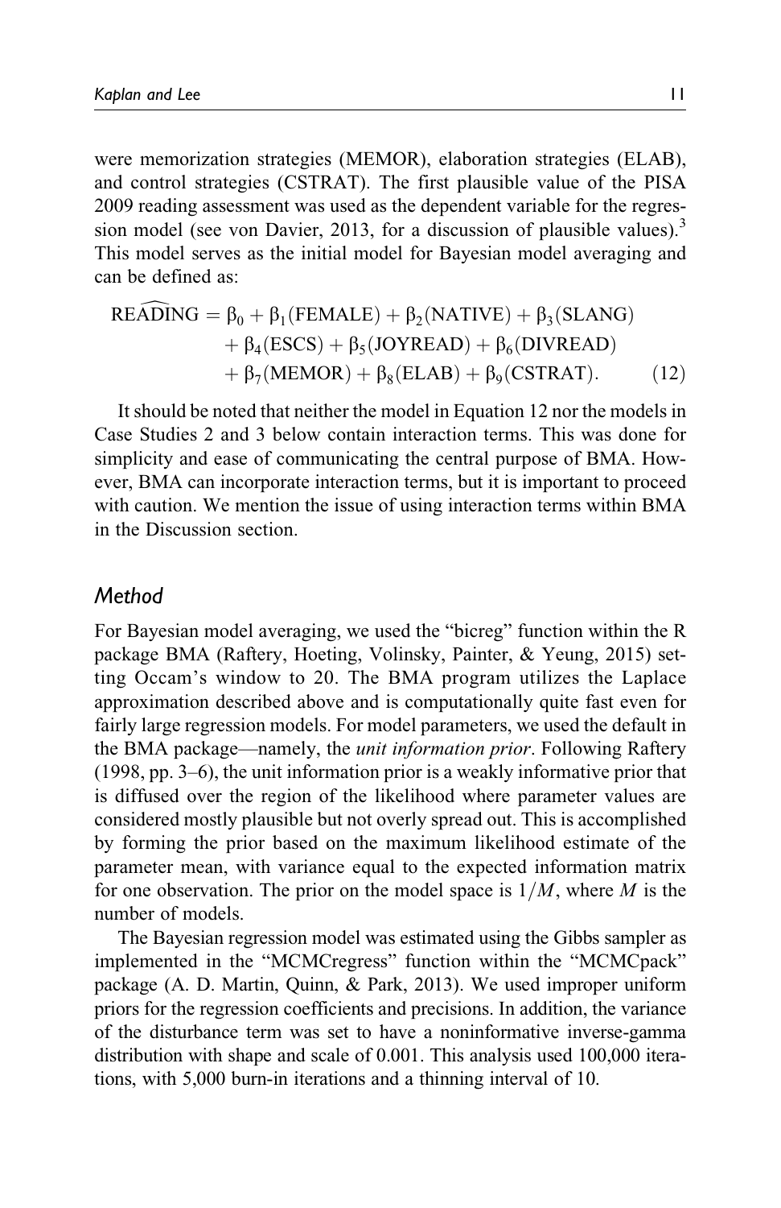were memorization strategies (MEMOR), elaboration strategies (ELAB), and control strategies (CSTRAT). The first plausible value of the PISA 2009 reading assessment was used as the dependent variable for the regression model (see von Davier, 2013, for a discussion of plausible values).[3] This model serves as the initial model for Bayesian model averaging and can be defined as:

$$\widehat{\text{READING}} = \beta_0 + \beta_1(\text{FEMALE}) + \beta_2(\text{NATIVE}) + \beta_3(\text{SLANG}) + \beta_4(\text{ESCS}) + \beta_5(\text{JOYREAD}) + \beta_6(\text{DIVREAD}) + \beta_7(\text{MEMOR}) + \beta_8(\text{ELAB}) + \beta_9(\text{CSTRAT}). \tag{12}$$

It should be noted that neither the model in Equation 12 nor the models in Case Studies 2 and 3 below contain interaction terms. This was done for simplicity and ease of communicating the central purpose of BMA. However, BMA can incorporate interaction terms, but it is important to proceed with caution. We mention the issue of using interaction terms within BMA in the Discussion section.

## *Method*

For Bayesian model averaging, we used the "bicreg" function within the R package BMA (Raftery, Hoeting, Volinsky, Painter, & Yeung, 2015) setting Occam's window to 20. The BMA program utilizes the Laplace approximation described above and is computationally quite fast even for fairly large regression models. For model parameters, we used the default in the BMA package—namely, the *unit information prior*. Following Raftery (1998, pp. 3–6), the unit information prior is a weakly informative prior that is diffused over the region of the likelihood where parameter values are considered mostly plausible but not overly spread out. This is accomplished by forming the prior based on the maximum likelihood estimate of the parameter mean, with variance equal to the expected information matrix for one observation. The prior on the model space is $1/M$, where $M$ is the number of models.

The Bayesian regression model was estimated using the Gibbs sampler as implemented in the "MCMCregress" function within the "MCMCpack" package (A. D. Martin, Quinn, & Park, 2013). We used improper uniform priors for the regression coefficients and precisions. In addition, the variance of the disturbance term was set to have a noninformative inverse-gamma distribution with shape and scale of 0.001. This analysis used 100,000 iterations, with 5,000 burn-in iterations and a thinning interval of 10.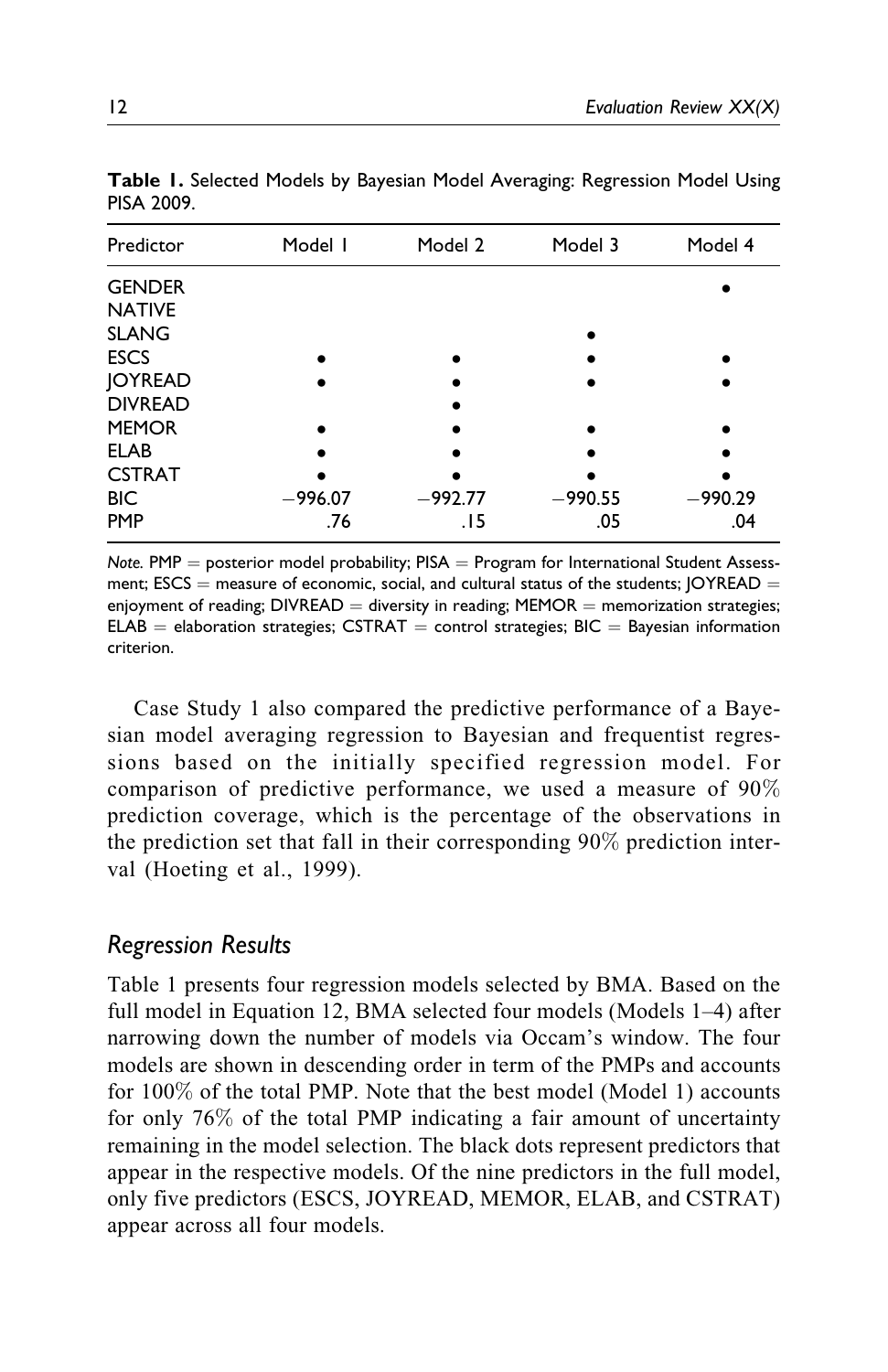**Table 1.** Selected Models by Bayesian Model Averaging: Regression Model Using PISA 2009.

| Predictor | Model 1 | Model 2 | Model 3 | Model 4 |
|---|---|---|---|---|
| GENDER | | | | • |
| NATIVE | | | | |
| SLANG | | | • | |
| ESCS | • | • | • | • |
| JOYREAD | • | • | • | • |
| DIVREAD | | • | | |
| MEMOR | • | • | • | • |
| ELAB | • | • | • | • |
| CSTRAT | • | • | • | • |
| BIC | −996.07 | −992.77 | −990.55 | −990.29 |
| PMP | .76 | .15 | .05 | .04 |

*Note.* PMP = posterior model probability; PISA = Program for International Student Assessment; ESCS = measure of economic, social, and cultural status of the students; JOYREAD = enjoyment of reading; DIVREAD = diversity in reading; MEMOR = memorization strategies; ELAB = elaboration strategies; CSTRAT = control strategies; BIC = Bayesian information criterion.

Case Study 1 also compared the predictive performance of a Bayesian model averaging regression to Bayesian and frequentist regressions based on the initially specified regression model. For comparison of predictive performance, we used a measure of 90% prediction coverage, which is the percentage of the observations in the prediction set that fall in their corresponding 90% prediction interval (Hoeting et al., 1999).

## *Regression Results*

Table 1 presents four regression models selected by BMA. Based on the full model in Equation 12, BMA selected four models (Models 1–4) after narrowing down the number of models via Occam's window. The four models are shown in descending order in term of the PMPs and accounts for 100% of the total PMP. Note that the best model (Model 1) accounts for only 76% of the total PMP indicating a fair amount of uncertainty remaining in the model selection. The black dots represent predictors that appear in the respective models. Of the nine predictors in the full model, only five predictors (ESCS, JOYREAD, MEMOR, ELAB, and CSTRAT) appear across all four models.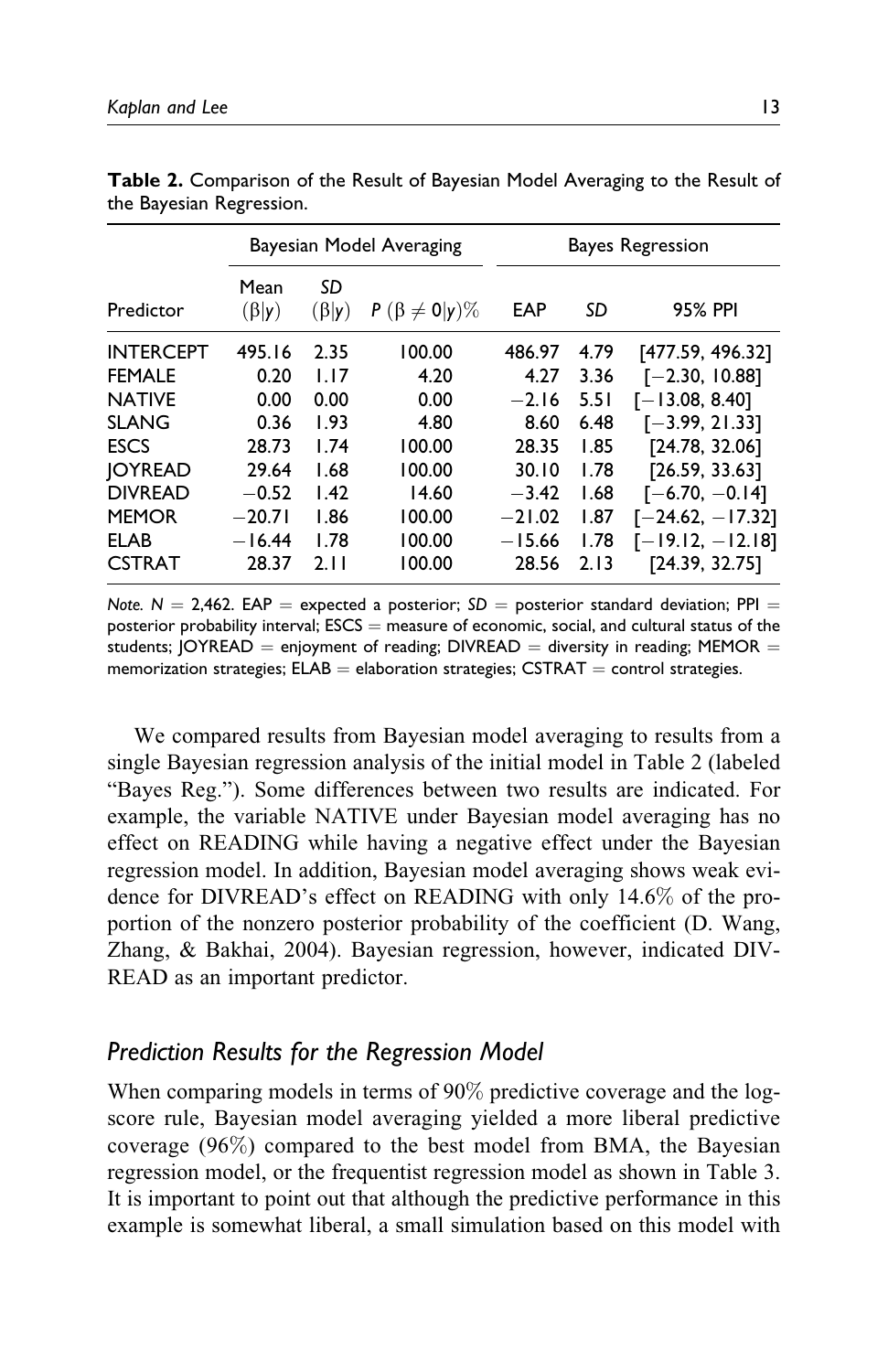**Table 2.** Comparison of the Result of Bayesian Model Averaging to the Result of the Bayesian Regression.

| | Bayesian Model Averaging | | | Bayes Regression | | |
|---|---|---|---|---|---|---|
| Predictor | Mean $(\beta \mid y)$ | *SD* $(\beta \mid y)$ | $P(\beta \neq 0 \mid y)\%$ | EAP | *SD* | 95% PPI |
| INTERCEPT | 495.16 | 2.35 | 100.00 | 486.97 | 4.79 | [477.59, 496.32] |
| FEMALE | 0.20 | 1.17 | 4.20 | 4.27 | 3.36 | [−2.30, 10.88] |
| NATIVE | 0.00 | 0.00 | 0.00 | −2.16 | 5.51 | [−13.08, 8.40] |
| SLANG | 0.36 | 1.93 | 4.80 | 8.60 | 6.48 | [−3.99, 21.33] |
| ESCS | 28.73 | 1.74 | 100.00 | 28.35 | 1.85 | [24.78, 32.06] |
| JOYREAD | 29.64 | 1.68 | 100.00 | 30.10 | 1.78 | [26.59, 33.63] |
| DIVREAD | −0.52 | 1.42 | 14.60 | −3.42 | 1.68 | [−6.70, −0.14] |
| MEMOR | −20.71 | 1.86 | 100.00 | −21.02 | 1.87 | [−24.62, −17.32] |
| ELAB | −16.44 | 1.78 | 100.00 | −15.66 | 1.78 | [−19.12, −12.18] |
| CSTRAT | 28.37 | 2.11 | 100.00 | 28.56 | 2.13 | [24.39, 32.75] |

*Note.* $N = 2{,}462$. EAP = expected a posterior; *SD* = posterior standard deviation; PPI = posterior probability interval; ESCS = measure of economic, social, and cultural status of the students; JOYREAD = enjoyment of reading; DIVREAD = diversity in reading; MEMOR = memorization strategies; ELAB = elaboration strategies; CSTRAT = control strategies.

We compared results from Bayesian model averaging to results from a single Bayesian regression analysis of the initial model in Table 2 (labeled "Bayes Reg."). Some differences between two results are indicated. For example, the variable NATIVE under Bayesian model averaging has no effect on READING while having a negative effect under the Bayesian regression model. In addition, Bayesian model averaging shows weak evidence for DIVREAD's effect on READING with only 14.6% of the proportion of the nonzero posterior probability of the coefficient (D. Wang, Zhang, & Bakhai, 2004). Bayesian regression, however, indicated DIVREAD as an important predictor.

### *Prediction Results for the Regression Model*

When comparing models in terms of 90% predictive coverage and the log-score rule, Bayesian model averaging yielded a more liberal predictive coverage (96%) compared to the best model from BMA, the Bayesian regression model, or the frequentist regression model as shown in Table 3. It is important to point out that although the predictive performance in this example is somewhat liberal, a small simulation based on this model with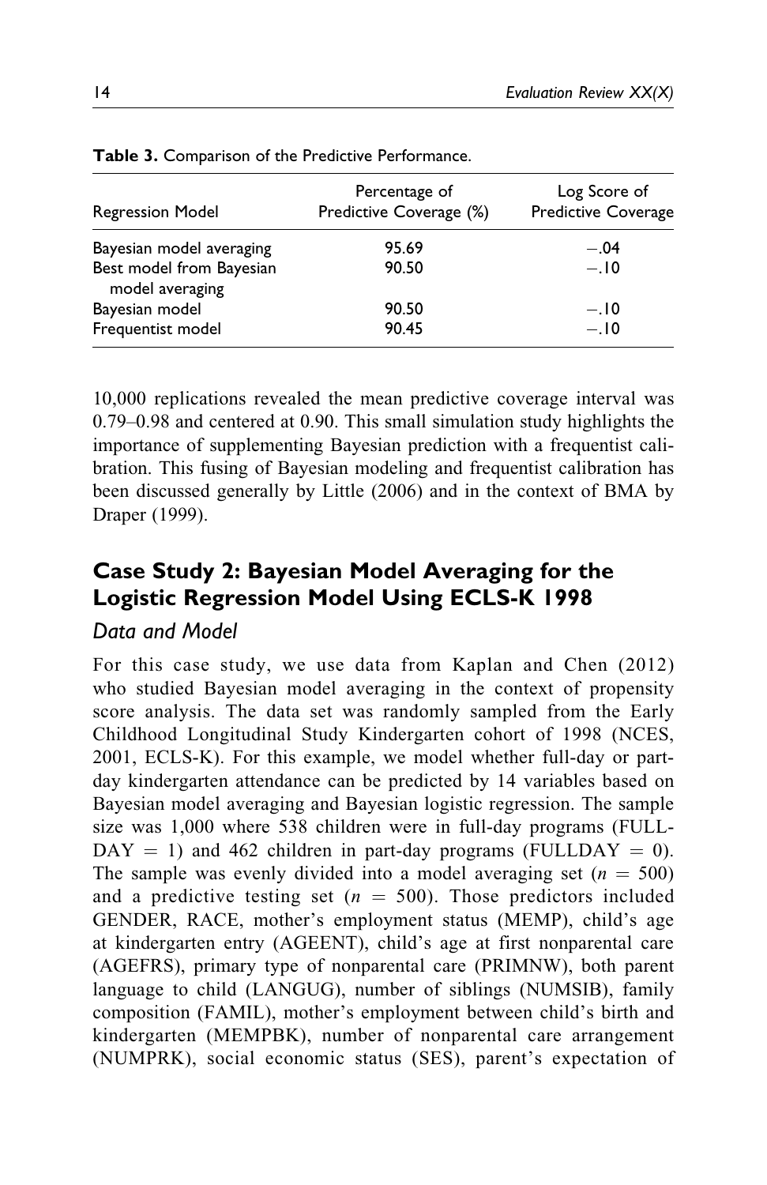**Table 3.** Comparison of the Predictive Performance.

| Regression Model | Percentage of Predictive Coverage (%) | Log Score of Predictive Coverage |
|---|---|---|
| Bayesian model averaging | 95.69 | −.04 |
| Best model from Bayesian model averaging | 90.50 | −.10 |
| Bayesian model | 90.50 | −.10 |
| Frequentist model | 90.45 | −.10 |

10,000 replications revealed the mean predictive coverage interval was 0.79–0.98 and centered at 0.90. This small simulation study highlights the importance of supplementing Bayesian prediction with a frequentist calibration. This fusing of Bayesian modeling and frequentist calibration has been discussed generally by Little (2006) and in the context of BMA by Draper (1999).

## Case Study 2: Bayesian Model Averaging for the Logistic Regression Model Using ECLS-K 1998

### *Data and Model*

For this case study, we use data from Kaplan and Chen (2012) who studied Bayesian model averaging in the context of propensity score analysis. The data set was randomly sampled from the Early Childhood Longitudinal Study Kindergarten cohort of 1998 (NCES, 2001, ECLS-K). For this example, we model whether full-day or part-day kindergarten attendance can be predicted by 14 variables based on Bayesian model averaging and Bayesian logistic regression. The sample size was 1,000 where 538 children were in full-day programs (FULLDAY = 1) and 462 children in part-day programs (FULLDAY = 0). The sample was evenly divided into a model averaging set ($n$ = 500) and a predictive testing set ($n$ = 500). Those predictors included GENDER, RACE, mother's employment status (MEMP), child's age at kindergarten entry (AGEENT), child's age at first nonparental care (AGEFRS), primary type of nonparental care (PRIMNW), both parent language to child (LANGUG), number of siblings (NUMSIB), family composition (FAMIL), mother's employment between child's birth and kindergarten (MEMPBK), number of nonparental care arrangement (NUMPRK), social economic status (SES), parent's expectation of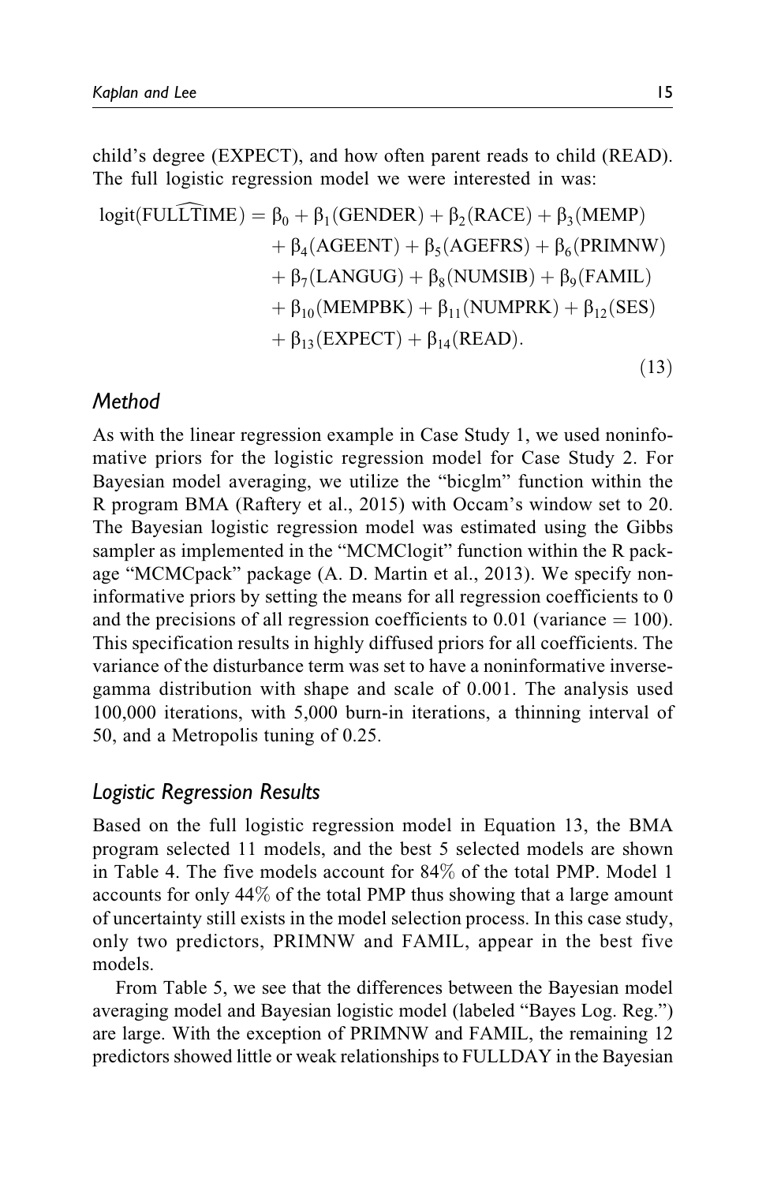child's degree (EXPECT), and how often parent reads to child (READ). The full logistic regression model we were interested in was:

$$
\begin{aligned}
\text{logit}(\widehat{\text{FULLTIME}}) = \beta_0 &+ \beta_1(\text{GENDER}) + \beta_2(\text{RACE}) + \beta_3(\text{MEMP}) \\
&+ \beta_4(\text{AGEENT}) + \beta_5(\text{AGEFRS}) + \beta_6(\text{PRIMNW}) \\
&+ \beta_7(\text{LANGUG}) + \beta_8(\text{NUMSIB}) + \beta_9(\text{FAMIL}) \\
&+ \beta_{10}(\text{MEMPBK}) + \beta_{11}(\text{NUMPRK}) + \beta_{12}(\text{SES}) \\
&+ \beta_{13}(\text{EXPECT}) + \beta_{14}(\text{READ}).
\end{aligned}
\tag{13}
$$

### *Method*

As with the linear regression example in Case Study 1, we used noninformative priors for the logistic regression model for Case Study 2. For Bayesian model averaging, we utilize the "bicglm" function within the R program BMA (Raftery et al., 2015) with Occam's window set to 20. The Bayesian logistic regression model was estimated using the Gibbs sampler as implemented in the "MCMClogit" function within the R package "MCMCpack" package (A. D. Martin et al., 2013). We specify noninformative priors by setting the means for all regression coefficients to 0 and the precisions of all regression coefficients to 0.01 (variance = 100). This specification results in highly diffused priors for all coefficients. The variance of the disturbance term was set to have a noninformative inverse-gamma distribution with shape and scale of 0.001. The analysis used 100,000 iterations, with 5,000 burn-in iterations, a thinning interval of 50, and a Metropolis tuning of 0.25.

### *Logistic Regression Results*

Based on the full logistic regression model in Equation 13, the BMA program selected 11 models, and the best 5 selected models are shown in Table 4. The five models account for 84% of the total PMP. Model 1 accounts for only 44% of the total PMP thus showing that a large amount of uncertainty still exists in the model selection process. In this case study, only two predictors, PRIMNW and FAMIL, appear in the best five models.

From Table 5, we see that the differences between the Bayesian model averaging model and Bayesian logistic model (labeled "Bayes Log. Reg.") are large. With the exception of PRIMNW and FAMIL, the remaining 12 predictors showed little or weak relationships to FULLDAY in the Bayesian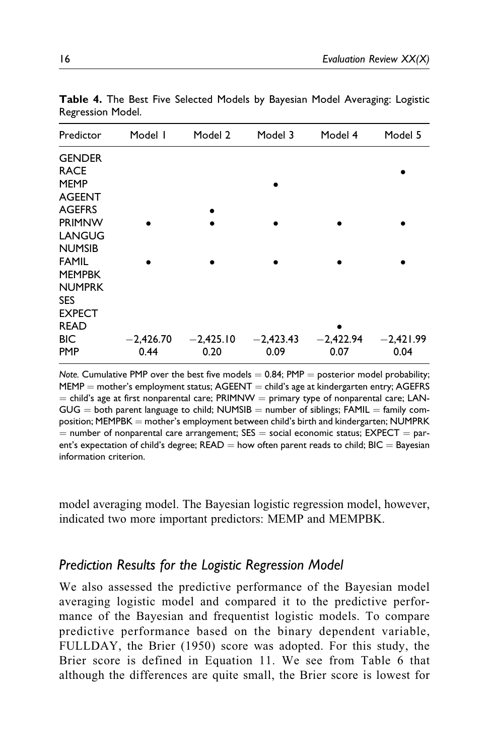**Table 4.** The Best Five Selected Models by Bayesian Model Averaging: Logistic Regression Model.

| Predictor | Model 1 | Model 2 | Model 3 | Model 4 | Model 5 |
| --- | --- | --- | --- | --- | --- |
| GENDER | | | | | |
| RACE | | | | | • |
| MEMP | | | • | | |
| AGEENT | | | | | |
| AGEFRS | | • | | | |
| PRIMNW | • | • | • | • | • |
| LANGUG | | | | | |
| NUMSIB | | | | | |
| FAMIL | • | • | • | • | • |
| MEMPBK | | | | | |
| NUMPRK | | | | | |
| SES | | | | | |
| EXPECT | | | | | |
| READ | | | | • | |
| BIC | −2,426.70 | −2,425.10 | −2,423.43 | −2,422.94 | −2,421.99 |
| PMP | 0.44 | 0.20 | 0.09 | 0.07 | 0.04 |

*Note.* Cumulative PMP over the best five models = 0.84; PMP = posterior model probability; MEMP = mother's employment status; AGEENT = child's age at kindergarten entry; AGEFRS = child's age at first nonparental care; PRIMNW = primary type of nonparental care; LANGUG = both parent language to child; NUMSIB = number of siblings; FAMIL = family composition; MEMPBK = mother's employment between child's birth and kindergarten; NUMPRK = number of nonparental care arrangement; SES = social economic status; EXPECT = parent's expectation of child's degree; READ = how often parent reads to child; BIC = Bayesian information criterion.

model averaging model. The Bayesian logistic regression model, however, indicated two more important predictors: MEMP and MEMPBK.

### *Prediction Results for the Logistic Regression Model*

We also assessed the predictive performance of the Bayesian model averaging logistic model and compared it to the predictive performance of the Bayesian and frequentist logistic models. To compare predictive performance based on the binary dependent variable, FULLDAY, the Brier (1950) score was adopted. For this study, the Brier score is defined in Equation 11. We see from Table 6 that although the differences are quite small, the Brier score is lowest for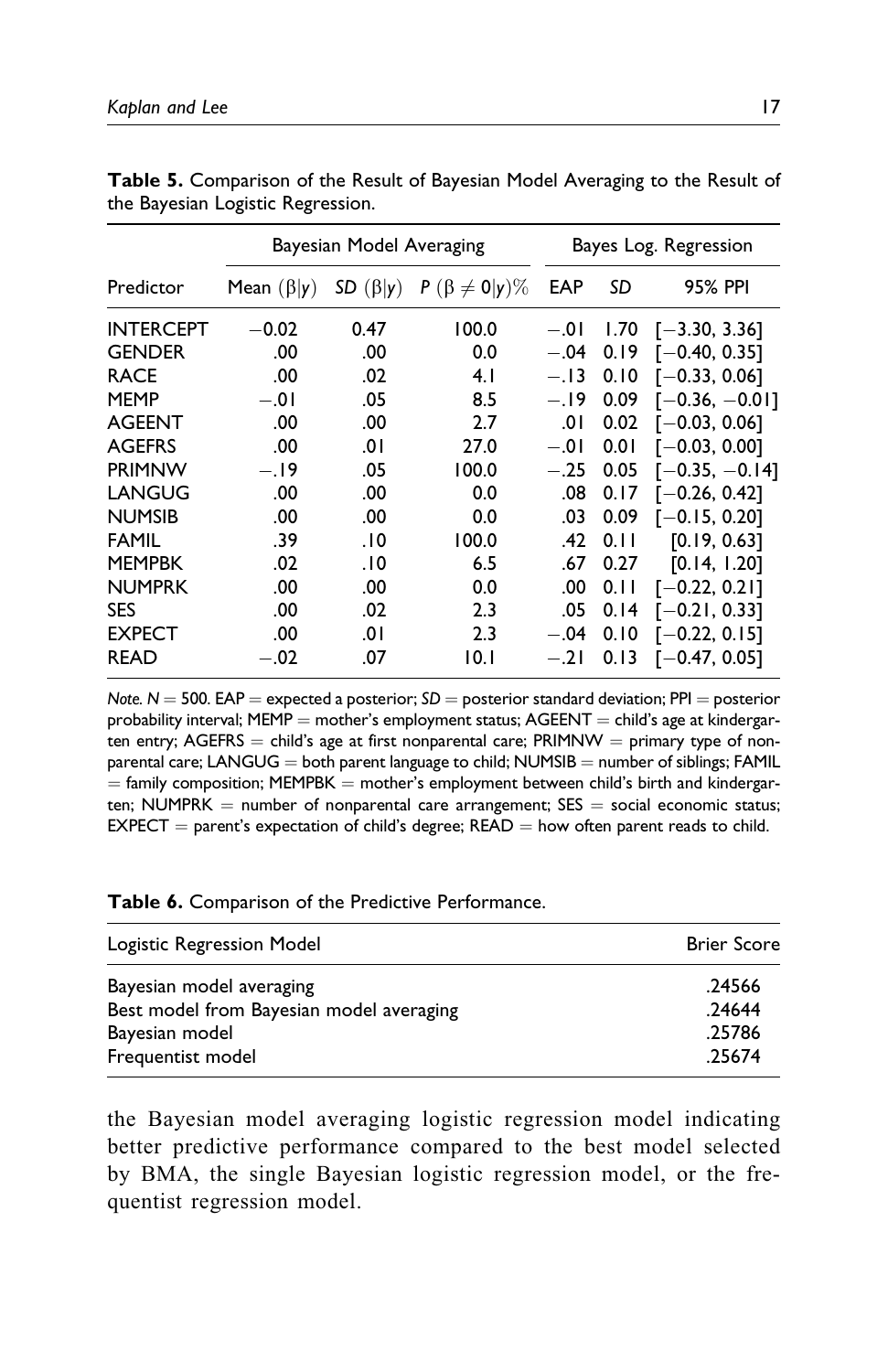**Table 5.** Comparison of the Result of Bayesian Model Averaging to the Result of the Bayesian Logistic Regression.

| | Bayesian Model Averaging | | | Bayes Log. Regression | | |
|---|---|---|---|---|---|---|
| Predictor | Mean $(\beta\|y)$ | *SD* $(\beta\|y)$ | $P\ (\beta \neq 0\|y)\%$ | EAP | *SD* | 95% PPI |
| INTERCEPT | −0.02 | 0.47 | 100.0 | −.01 | 1.70 | [−3.30, 3.36] |
| GENDER | .00 | .00 | 0.0 | −.04 | 0.19 | [−0.40, 0.35] |
| RACE | .00 | .02 | 4.1 | −.13 | 0.10 | [−0.33, 0.06] |
| MEMP | −.01 | .05 | 8.5 | −.19 | 0.09 | [−0.36, −0.01] |
| AGEENT | .00 | .00 | 2.7 | .01 | 0.02 | [−0.03, 0.06] |
| AGEFRS | .00 | .01 | 27.0 | −.01 | 0.01 | [−0.03, 0.00] |
| PRIMNW | −.19 | .05 | 100.0 | −.25 | 0.05 | [−0.35, −0.14] |
| LANGUG | .00 | .00 | 0.0 | .08 | 0.17 | [−0.26, 0.42] |
| NUMSIB | .00 | .00 | 0.0 | .03 | 0.09 | [−0.15, 0.20] |
| FAMIL | .39 | .10 | 100.0 | .42 | 0.11 | [0.19, 0.63] |
| MEMPBK | .02 | .10 | 6.5 | .67 | 0.27 | [0.14, 1.20] |
| NUMPRK | .00 | .00 | 0.0 | .00 | 0.11 | [−0.22, 0.21] |
| SES | .00 | .02 | 2.3 | .05 | 0.14 | [−0.21, 0.33] |
| EXPECT | .00 | .01 | 2.3 | −.04 | 0.10 | [−0.22, 0.15] |
| READ | −.02 | .07 | 10.1 | −.21 | 0.13 | [−0.47, 0.05] |

*Note.* $N = 500$. EAP = expected a posterior; *SD* = posterior standard deviation; PPI = posterior probability interval; MEMP = mother's employment status; AGEENT = child's age at kindergarten entry; AGEFRS = child's age at first nonparental care; PRIMNW = primary type of nonparental care; LANGUG = both parent language to child; NUMSIB = number of siblings; FAMIL = family composition; MEMPBK = mother's employment between child's birth and kindergarten; NUMPRK = number of nonparental care arrangement; SES = social economic status; EXPECT = parent's expectation of child's degree; READ = how often parent reads to child.

**Table 6.** Comparison of the Predictive Performance.

| Logistic Regression Model | Brier Score |
|---|---|
| Bayesian model averaging | .24566 |
| Best model from Bayesian model averaging | .24644 |
| Bayesian model | .25786 |
| Frequentist model | .25674 |

the Bayesian model averaging logistic regression model indicating better predictive performance compared to the best model selected by BMA, the single Bayesian logistic regression model, or the frequentist regression model.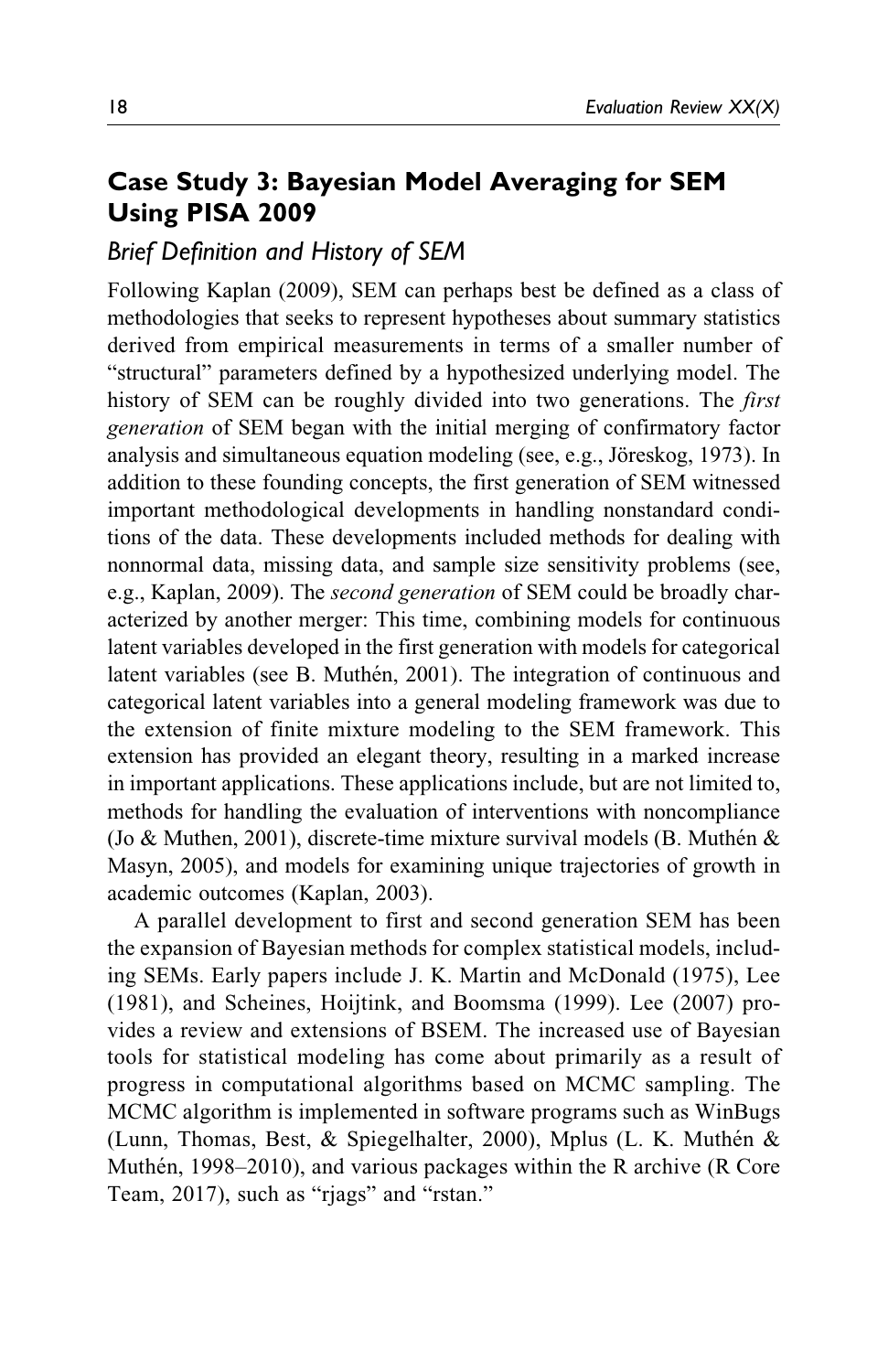## Case Study 3: Bayesian Model Averaging for SEM Using PISA 2009

### *Brief Definition and History of SEM*

Following Kaplan (2009), SEM can perhaps best be defined as a class of methodologies that seeks to represent hypotheses about summary statistics derived from empirical measurements in terms of a smaller number of "structural" parameters defined by a hypothesized underlying model. The history of SEM can be roughly divided into two generations. The *first generation* of SEM began with the initial merging of confirmatory factor analysis and simultaneous equation modeling (see, e.g., Jöreskog, 1973). In addition to these founding concepts, the first generation of SEM witnessed important methodological developments in handling nonstandard conditions of the data. These developments included methods for dealing with nonnormal data, missing data, and sample size sensitivity problems (see, e.g., Kaplan, 2009). The *second generation* of SEM could be broadly characterized by another merger: This time, combining models for continuous latent variables developed in the first generation with models for categorical latent variables (see B. Muthén, 2001). The integration of continuous and categorical latent variables into a general modeling framework was due to the extension of finite mixture modeling to the SEM framework. This extension has provided an elegant theory, resulting in a marked increase in important applications. These applications include, but are not limited to, methods for handling the evaluation of interventions with noncompliance (Jo & Muthen, 2001), discrete-time mixture survival models (B. Muthén & Masyn, 2005), and models for examining unique trajectories of growth in academic outcomes (Kaplan, 2003).

A parallel development to first and second generation SEM has been the expansion of Bayesian methods for complex statistical models, including SEMs. Early papers include J. K. Martin and McDonald (1975), Lee (1981), and Scheines, Hoijtink, and Boomsma (1999). Lee (2007) provides a review and extensions of BSEM. The increased use of Bayesian tools for statistical modeling has come about primarily as a result of progress in computational algorithms based on MCMC sampling. The MCMC algorithm is implemented in software programs such as WinBugs (Lunn, Thomas, Best, & Spiegelhalter, 2000), Mplus (L. K. Muthén & Muthén, 1998–2010), and various packages within the R archive (R Core Team, 2017), such as "rjags" and "rstan."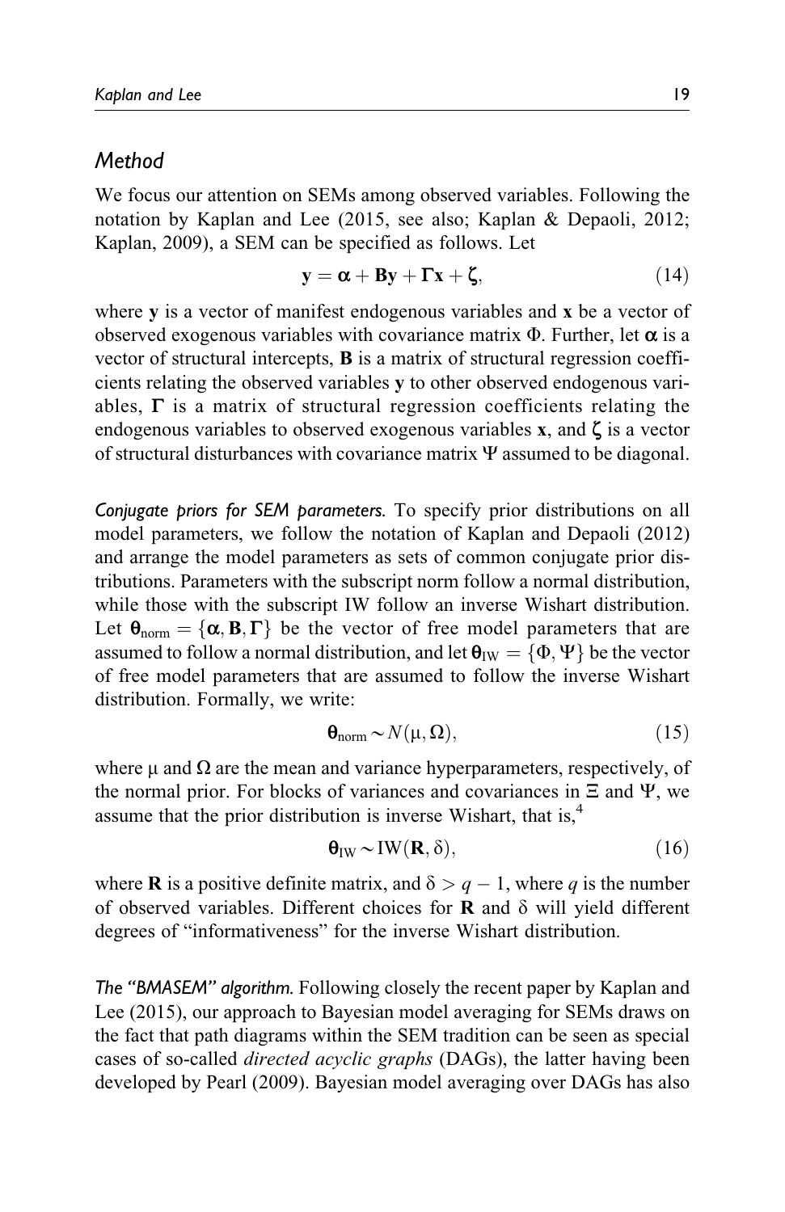## Method

We focus our attention on SEMs among observed variables. Following the notation by Kaplan and Lee (2015, see also; Kaplan & Depaoli, 2012; Kaplan, 2009), a SEM can be specified as follows. Let

$$\mathbf{y} = \boldsymbol{\alpha} + \mathbf{B}\mathbf{y} + \boldsymbol{\Gamma}\mathbf{x} + \boldsymbol{\zeta}, \tag{14}$$

where $\mathbf{y}$ is a vector of manifest endogenous variables and $\mathbf{x}$ be a vector of observed exogenous variables with covariance matrix $\Phi$. Further, let $\boldsymbol{\alpha}$ is a vector of structural intercepts, $\mathbf{B}$ is a matrix of structural regression coefficients relating the observed variables $\mathbf{y}$ to other observed endogenous variables, $\boldsymbol{\Gamma}$ is a matrix of structural regression coefficients relating the endogenous variables to observed exogenous variables $\mathbf{x}$, and $\boldsymbol{\zeta}$ is a vector of structural disturbances with covariance matrix $\boldsymbol{\Psi}$ assumed to be diagonal.

*Conjugate priors for SEM parameters.* To specify prior distributions on all model parameters, we follow the notation of Kaplan and Depaoli (2012) and arrange the model parameters as sets of common conjugate prior distributions. Parameters with the subscript norm follow a normal distribution, while those with the subscript IW follow an inverse Wishart distribution. Let $\boldsymbol{\theta}_{\text{norm}} = \{\boldsymbol{\alpha}, \mathbf{B}, \boldsymbol{\Gamma}\}$ be the vector of free model parameters that are assumed to follow a normal distribution, and let $\boldsymbol{\theta}_{\text{IW}} = \{\Phi, \Psi\}$ be the vector of free model parameters that are assumed to follow the inverse Wishart distribution. Formally, we write:

$$\boldsymbol{\theta}_{\text{norm}} \sim N(\mu, \Omega), \tag{15}$$

where $\mu$ and $\Omega$ are the mean and variance hyperparameters, respectively, of the normal prior. For blocks of variances and covariances in $\Xi$ and $\boldsymbol{\Psi}$, we assume that the prior distribution is inverse Wishart, that is,[4]

$$\boldsymbol{\theta}_{\text{IW}} \sim \text{IW}(\mathbf{R}, \delta), \tag{16}$$

where $\mathbf{R}$ is a positive definite matrix, and $\delta > q - 1$, where $q$ is the number of observed variables. Different choices for $\mathbf{R}$ and $\delta$ will yield different degrees of "informativeness" for the inverse Wishart distribution.

*The "BMASEM" algorithm.* Following closely the recent paper by Kaplan and Lee (2015), our approach to Bayesian model averaging for SEMs draws on the fact that path diagrams within the SEM tradition can be seen as special cases of so-called *directed acyclic graphs* (DAGs), the latter having been developed by Pearl (2009). Bayesian model averaging over DAGs has also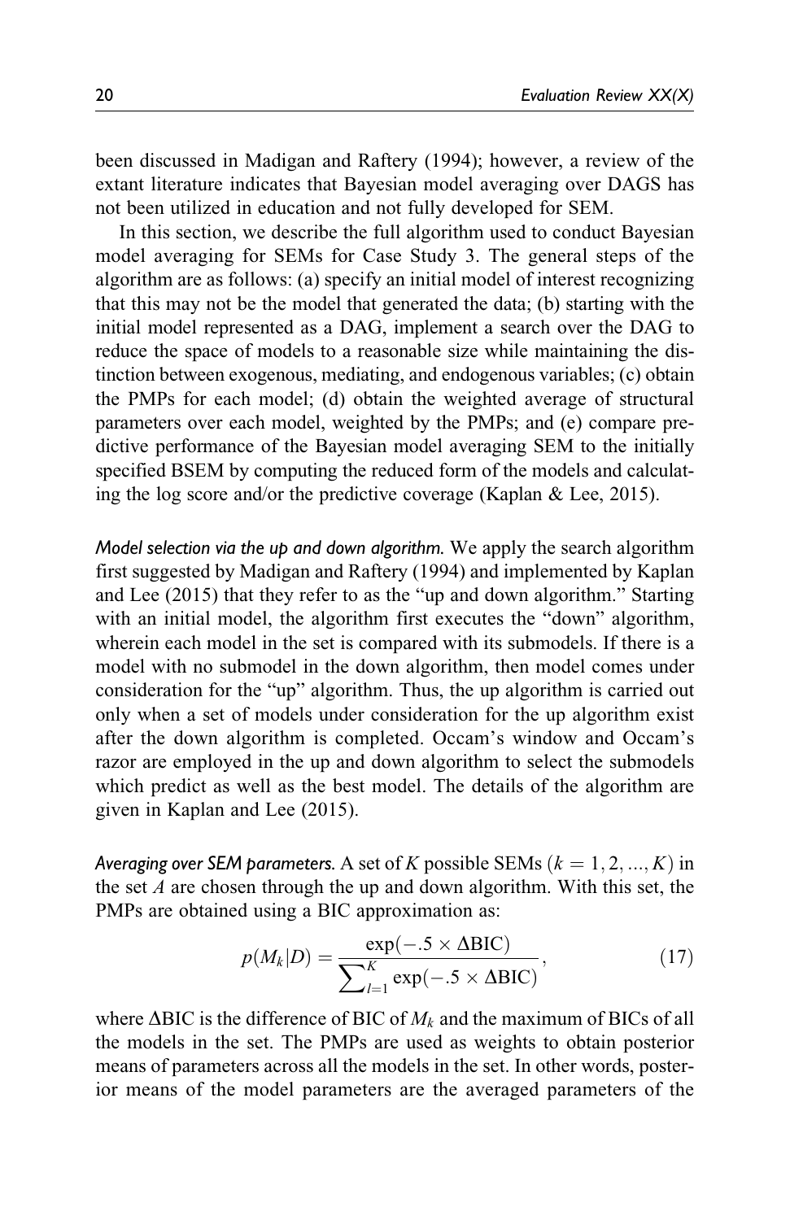been discussed in Madigan and Raftery (1994); however, a review of the extant literature indicates that Bayesian model averaging over DAGS has not been utilized in education and not fully developed for SEM.

In this section, we describe the full algorithm used to conduct Bayesian model averaging for SEMs for Case Study 3. The general steps of the algorithm are as follows: (a) specify an initial model of interest recognizing that this may not be the model that generated the data; (b) starting with the initial model represented as a DAG, implement a search over the DAG to reduce the space of models to a reasonable size while maintaining the distinction between exogenous, mediating, and endogenous variables; (c) obtain the PMPs for each model; (d) obtain the weighted average of structural parameters over each model, weighted by the PMPs; and (e) compare predictive performance of the Bayesian model averaging SEM to the initially specified BSEM by computing the reduced form of the models and calculating the log score and/or the predictive coverage (Kaplan & Lee, 2015).

*Model selection via the up and down algorithm.* We apply the search algorithm first suggested by Madigan and Raftery (1994) and implemented by Kaplan and Lee (2015) that they refer to as the "up and down algorithm." Starting with an initial model, the algorithm first executes the "down" algorithm, wherein each model in the set is compared with its submodels. If there is a model with no submodel in the down algorithm, then model comes under consideration for the "up" algorithm. Thus, the up algorithm is carried out only when a set of models under consideration for the up algorithm exist after the down algorithm is completed. Occam's window and Occam's razor are employed in the up and down algorithm to select the submodels which predict as well as the best model. The details of the algorithm are given in Kaplan and Lee (2015).

*Averaging over SEM parameters.* A set of $K$ possible SEMs $(k = 1, 2, ..., K)$ in the set $A$ are chosen through the up and down algorithm. With this set, the PMPs are obtained using a BIC approximation as:

$$p(M_k|D) = \frac{\exp(-.5 \times \Delta\text{BIC})}{\sum_{l=1}^{K} \exp(-.5 \times \Delta\text{BIC})}, \tag{17}$$

where $\Delta$BIC is the difference of BIC of $M_k$ and the maximum of BICs of all the models in the set. The PMPs are used as weights to obtain posterior means of parameters across all the models in the set. In other words, posterior means of the model parameters are the averaged parameters of the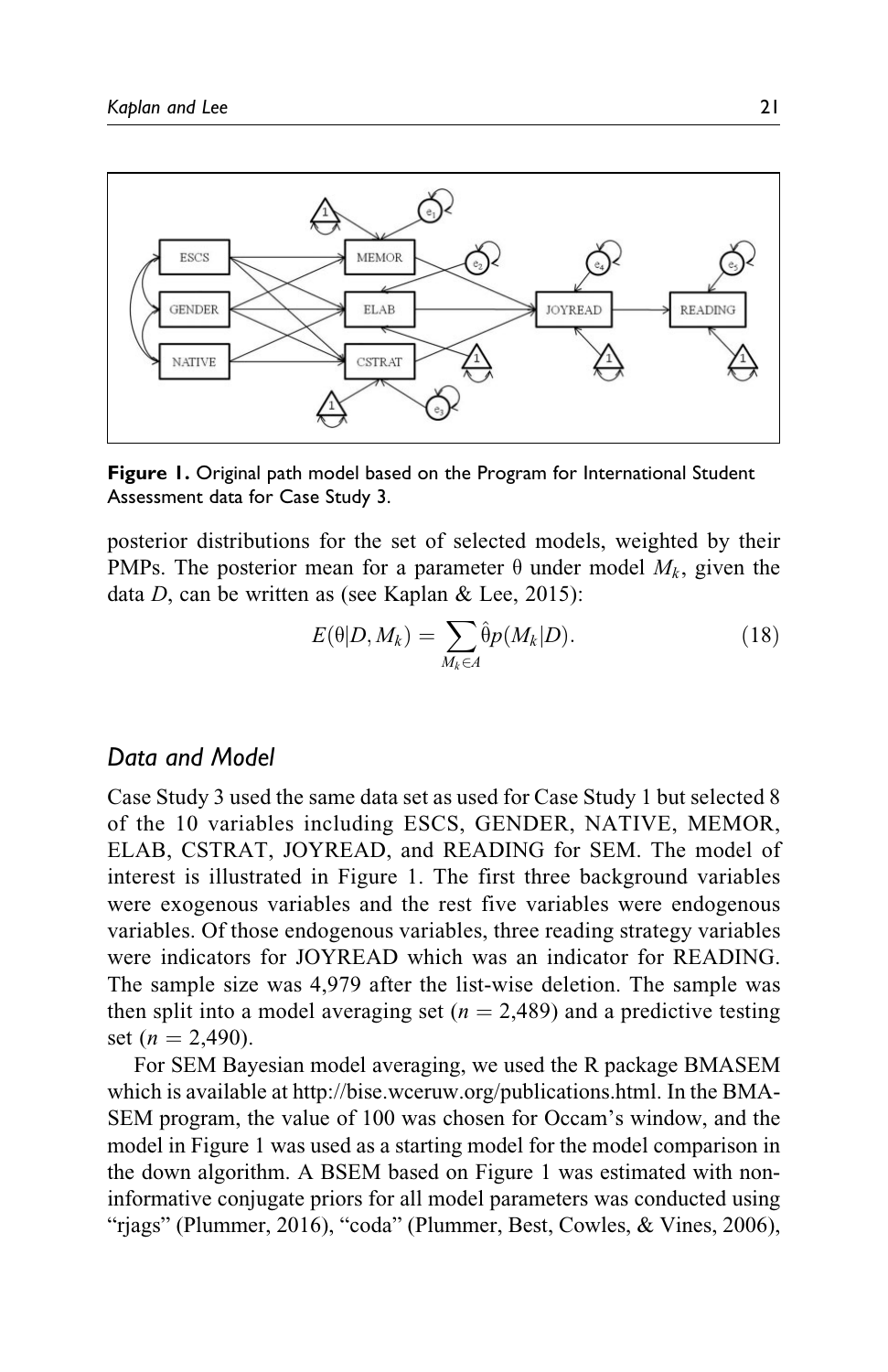Figure 1. Original path model based on the Program for International Student Assessment data for Case Study 3.

posterior distributions for the set of selected models, weighted by their PMPs. The posterior mean for a parameter $\theta$ under model $M_k$, given the data $D$, can be written as (see Kaplan & Lee, 2015):

$$E(\theta|D, M_k) = \sum_{M_k \in A} \hat{\theta} p(M_k|D). \tag{18}$$

## Data and Model

Case Study 3 used the same data set as used for Case Study 1 but selected 8 of the 10 variables including ESCS, GENDER, NATIVE, MEMOR, ELAB, CSTRAT, JOYREAD, and READING for SEM. The model of interest is illustrated in Figure 1. The first three background variables were exogenous variables and the rest five variables were endogenous variables. Of those endogenous variables, three reading strategy variables were indicators for JOYREAD which was an indicator for READING. The sample size was 4,979 after the list-wise deletion. The sample was then split into a model averaging set ($n = 2{,}489$) and a predictive testing set ($n = 2{,}490$).

For SEM Bayesian model averaging, we used the R package BMASEM which is available at http://bise.wceruw.org/publications.html. In the BMASEM program, the value of 100 was chosen for Occam's window, and the model in Figure 1 was used as a starting model for the model comparison in the down algorithm. A BSEM based on Figure 1 was estimated with non-informative conjugate priors for all model parameters was conducted using "rjags" (Plummer, 2016), "coda" (Plummer, Best, Cowles, & Vines, 2006),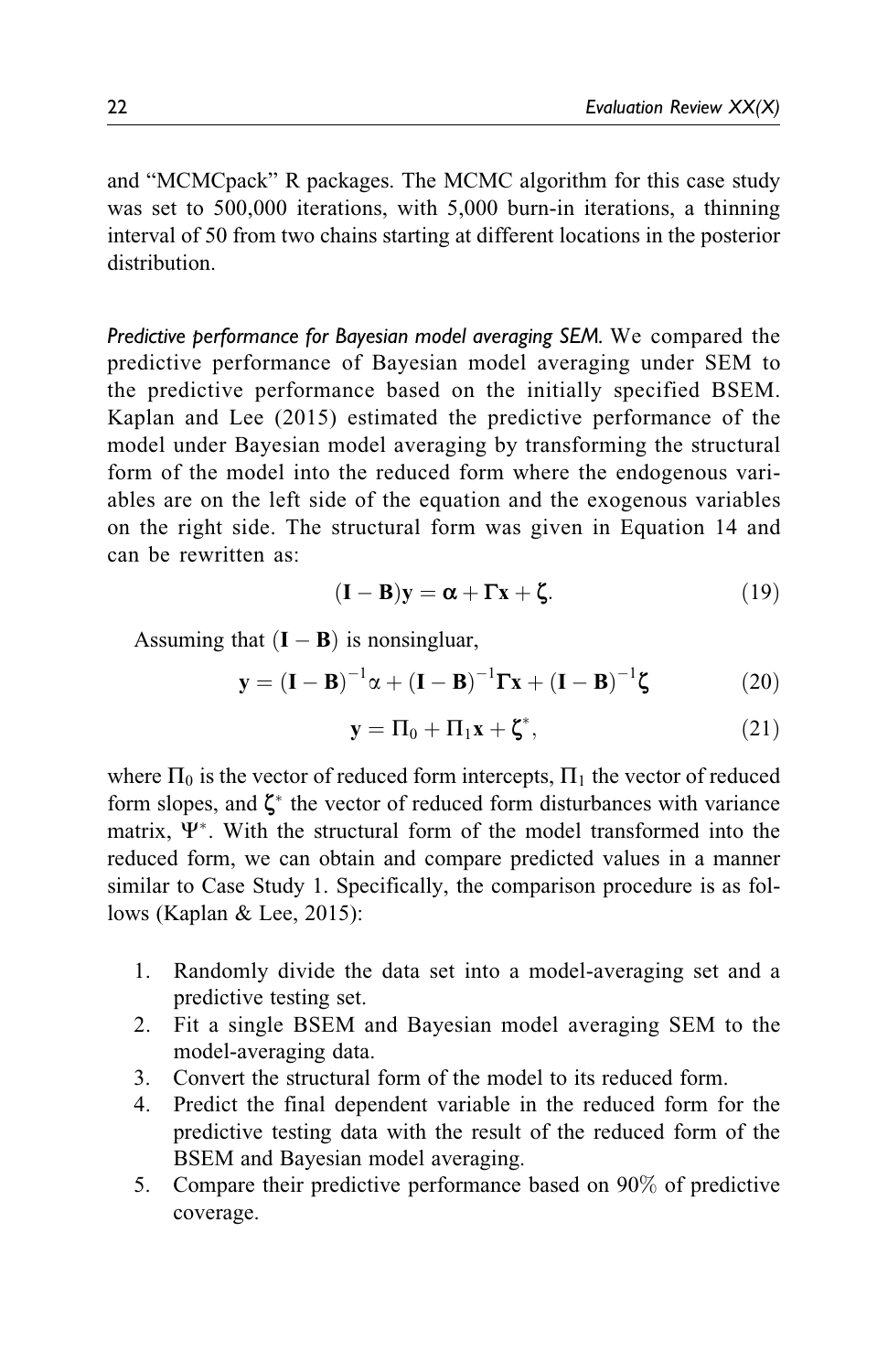and "MCMCpack" R packages. The MCMC algorithm for this case study was set to 500,000 iterations, with 5,000 burn-in iterations, a thinning interval of 50 from two chains starting at different locations in the posterior distribution.

*Predictive performance for Bayesian model averaging SEM.* We compared the predictive performance of Bayesian model averaging under SEM to the predictive performance based on the initially specified BSEM. Kaplan and Lee (2015) estimated the predictive performance of the model under Bayesian model averaging by transforming the structural form of the model into the reduced form where the endogenous variables are on the left side of the equation and the exogenous variables on the right side. The structural form was given in Equation 14 and can be rewritten as:

$$(\mathbf{I} - \mathbf{B})\mathbf{y} = \boldsymbol{\alpha} + \boldsymbol{\Gamma}\mathbf{x} + \boldsymbol{\zeta}. \tag{19}$$

Assuming that $(\mathbf{I} - \mathbf{B})$ is nonsingluar,

$$\mathbf{y} = (\mathbf{I} - \mathbf{B})^{-1}\alpha + (\mathbf{I} - \mathbf{B})^{-1}\boldsymbol{\Gamma}\mathbf{x} + (\mathbf{I} - \mathbf{B})^{-1}\boldsymbol{\zeta} \tag{20}$$

$$\mathbf{y} = \Pi_0 + \Pi_1\mathbf{x} + \boldsymbol{\zeta}^*, \tag{21}$$

where $\Pi_0$ is the vector of reduced form intercepts, $\Pi_1$ the vector of reduced form slopes, and $\boldsymbol{\zeta}^*$ the vector of reduced form disturbances with variance matrix, $\Psi^*$. With the structural form of the model transformed into the reduced form, we can obtain and compare predicted values in a manner similar to Case Study 1. Specifically, the comparison procedure is as follows (Kaplan & Lee, 2015):

1. Randomly divide the data set into a model-averaging set and a predictive testing set.
2. Fit a single BSEM and Bayesian model averaging SEM to the model-averaging data.
3. Convert the structural form of the model to its reduced form.
4. Predict the final dependent variable in the reduced form for the predictive testing data with the result of the reduced form of the BSEM and Bayesian model averaging.
5. Compare their predictive performance based on 90% of predictive coverage.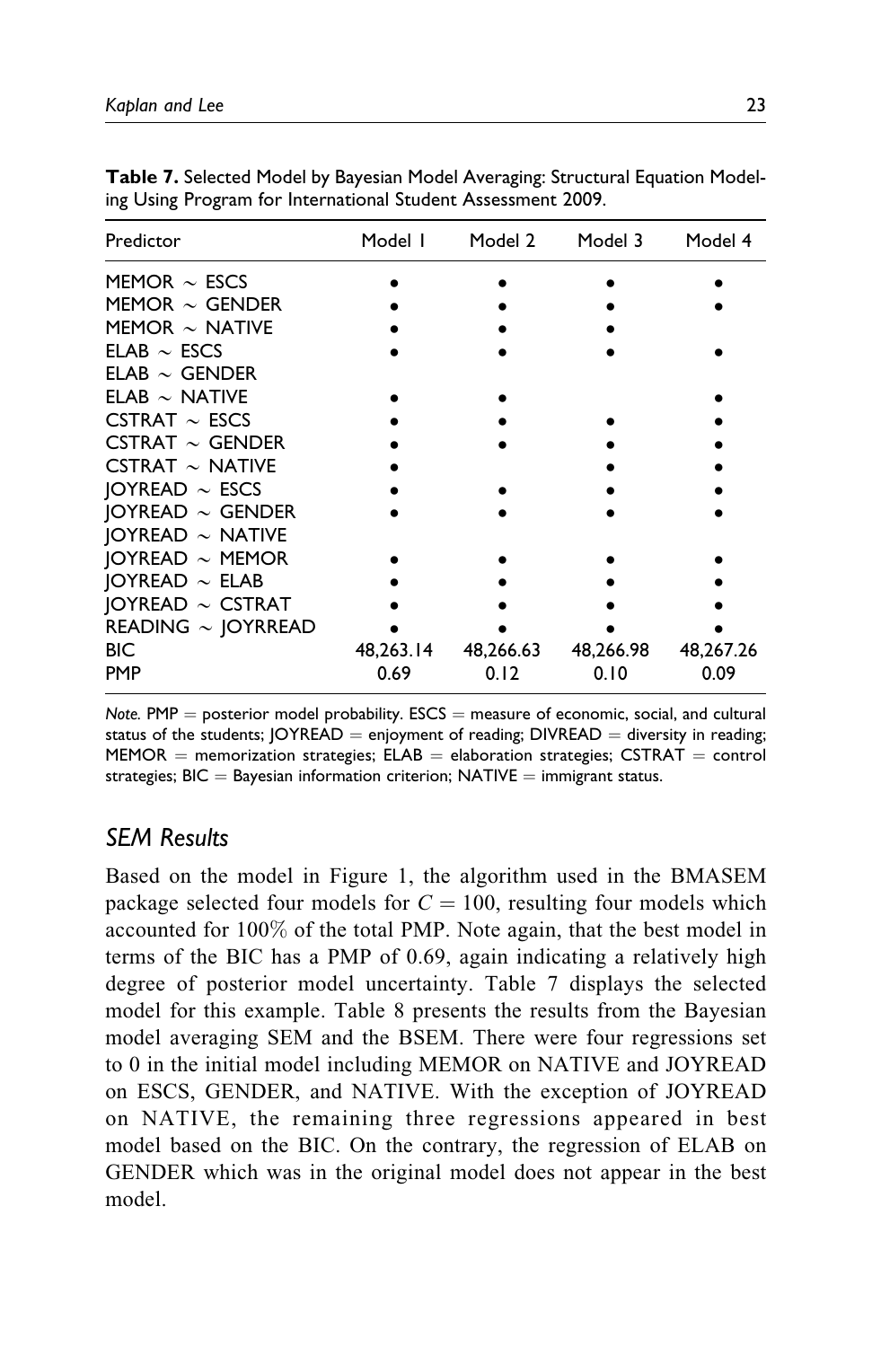**Table 7.** Selected Model by Bayesian Model Averaging: Structural Equation Modeling Using Program for International Student Assessment 2009.

| Predictor | Model 1 | Model 2 | Model 3 | Model 4 |
|---|---|---|---|---|
| MEMOR ~ ESCS | • | • | • | • |
| MEMOR ~ GENDER | • | • | • | • |
| MEMOR ~ NATIVE | • | • | • | |
| ELAB ~ ESCS | • | • | • | • |
| ELAB ~ GENDER | | | | |
| ELAB ~ NATIVE | • | • | | • |
| CSTRAT ~ ESCS | • | • | • | • |
| CSTRAT ~ GENDER | • | • | • | • |
| CSTRAT ~ NATIVE | • | | • | • |
| JOYREAD ~ ESCS | • | • | • | • |
| JOYREAD ~ GENDER | • | • | • | • |
| JOYREAD ~ NATIVE | | | | |
| JOYREAD ~ MEMOR | • | • | • | • |
| JOYREAD ~ ELAB | • | • | • | • |
| JOYREAD ~ CSTRAT | • | • | • | • |
| READING ~ JOYRREAD | • | • | • | • |
| BIC | 48,263.14 | 48,266.63 | 48,266.98 | 48,267.26 |
| PMP | 0.69 | 0.12 | 0.10 | 0.09 |

*Note.* PMP = posterior model probability. ESCS = measure of economic, social, and cultural status of the students; JOYREAD = enjoyment of reading; DIVREAD = diversity in reading; MEMOR = memorization strategies; ELAB = elaboration strategies; CSTRAT = control strategies; BIC = Bayesian information criterion; NATIVE = immigrant status.

## *SEM Results*

Based on the model in Figure 1, the algorithm used in the BMASEM package selected four models for $C = 100$, resulting four models which accounted for 100% of the total PMP. Note again, that the best model in terms of the BIC has a PMP of 0.69, again indicating a relatively high degree of posterior model uncertainty. Table 7 displays the selected model for this example. Table 8 presents the results from the Bayesian model averaging SEM and the BSEM. There were four regressions set to 0 in the initial model including MEMOR on NATIVE and JOYREAD on ESCS, GENDER, and NATIVE. With the exception of JOYREAD on NATIVE, the remaining three regressions appeared in best model based on the BIC. On the contrary, the regression of ELAB on GENDER which was in the original model does not appear in the best model.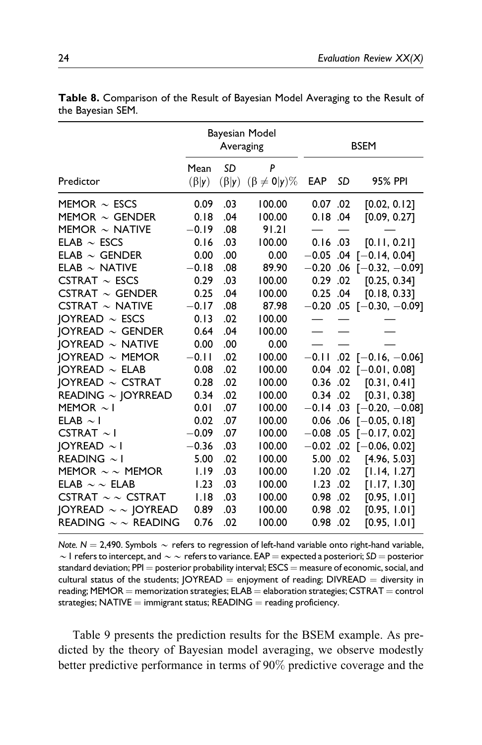**Table 8.** Comparison of the Result of Bayesian Model Averaging to the Result of the Bayesian SEM.

| | Bayesian Model Averaging | | | BSEM | | |
|---|---|---|---|---|---|---|
| Predictor | Mean $(\beta\|y)$ | *SD* $(\beta\|y)$ | *P* $(\beta \neq 0\|y)\%$ | EAP | *SD* | 95% PPI |
| MEMOR ~ ESCS | 0.09 | .03 | 100.00 | 0.07 | .02 | [0.02, 0.12] |
| MEMOR ~ GENDER | 0.18 | .04 | 100.00 | 0.18 | .04 | [0.09, 0.27] |
| MEMOR ~ NATIVE | −0.19 | .08 | 91.21 | — | — | — |
| ELAB ~ ESCS | 0.16 | .03 | 100.00 | 0.16 | .03 | [0.11, 0.21] |
| ELAB ~ GENDER | 0.00 | .00 | 0.00 | −0.05 | .04 | [−0.14, 0.04] |
| ELAB ~ NATIVE | −0.18 | .08 | 89.90 | −0.20 | .06 | [−0.32, −0.09] |
| CSTRAT ~ ESCS | 0.29 | .03 | 100.00 | 0.29 | .02 | [0.25, 0.34] |
| CSTRAT ~ GENDER | 0.25 | .04 | 100.00 | 0.25 | .04 | [0.18, 0.33] |
| CSTRAT ~ NATIVE | −0.17 | .08 | 87.98 | −0.20 | .05 | [−0.30, −0.09] |
| JOYREAD ~ ESCS | 0.13 | .02 | 100.00 | — | — | — |
| JOYREAD ~ GENDER | 0.64 | .04 | 100.00 | — | — | — |
| JOYREAD ~ NATIVE | 0.00 | .00 | 0.00 | — | — | — |
| JOYREAD ~ MEMOR | −0.11 | .02 | 100.00 | −0.11 | .02 | [−0.16, −0.06] |
| JOYREAD ~ ELAB | 0.08 | .02 | 100.00 | 0.04 | .02 | [−0.01, 0.08] |
| JOYREAD ~ CSTRAT | 0.28 | .02 | 100.00 | 0.36 | .02 | [0.31, 0.41] |
| READING ~ JOYRREAD | 0.34 | .02 | 100.00 | 0.34 | .02 | [0.31, 0.38] |
| MEMOR ~ I | 0.01 | .07 | 100.00 | −0.14 | .03 | [−0.20, −0.08] |
| ELAB ~ I | 0.02 | .07 | 100.00 | 0.06 | .06 | [−0.05, 0.18] |
| CSTRAT ~ I | −0.09 | .07 | 100.00 | −0.08 | .05 | [−0.17, 0.02] |
| JOYREAD ~ I | −0.36 | .03 | 100.00 | −0.02 | .02 | [−0.06, 0.02] |
| READING ~ I | 5.00 | .02 | 100.00 | 5.00 | .02 | [4.96, 5.03] |
| MEMOR ~ ~ MEMOR | 1.19 | .03 | 100.00 | 1.20 | .02 | [1.14, 1.27] |
| ELAB ~ ~ ELAB | 1.23 | .03 | 100.00 | 1.23 | .02 | [1.17, 1.30] |
| CSTRAT ~ ~ CSTRAT | 1.18 | .03 | 100.00 | 0.98 | .02 | [0.95, 1.01] |
| JOYREAD ~ ~ JOYREAD | 0.89 | .03 | 100.00 | 0.98 | .02 | [0.95, 1.01] |
| READING ~ ~ READING | 0.76 | .02 | 100.00 | 0.98 | .02 | [0.95, 1.01] |

*Note.* $N = 2{,}490$. Symbols ~ refers to regression of left-hand variable onto right-hand variable, ~ I refers to intercept, and ~ ~ refers to variance. EAP = expected a posteriori; *SD* = posterior standard deviation; PPI = posterior probability interval; ESCS = measure of economic, social, and cultural status of the students; JOYREAD = enjoyment of reading; DIVREAD = diversity in reading; MEMOR = memorization strategies; ELAB = elaboration strategies; CSTRAT = control strategies; NATIVE = immigrant status; READING = reading proficiency.

Table 9 presents the prediction results for the BSEM example. As predicted by the theory of Bayesian model averaging, we observe modestly better predictive performance in terms of 90% predictive coverage and the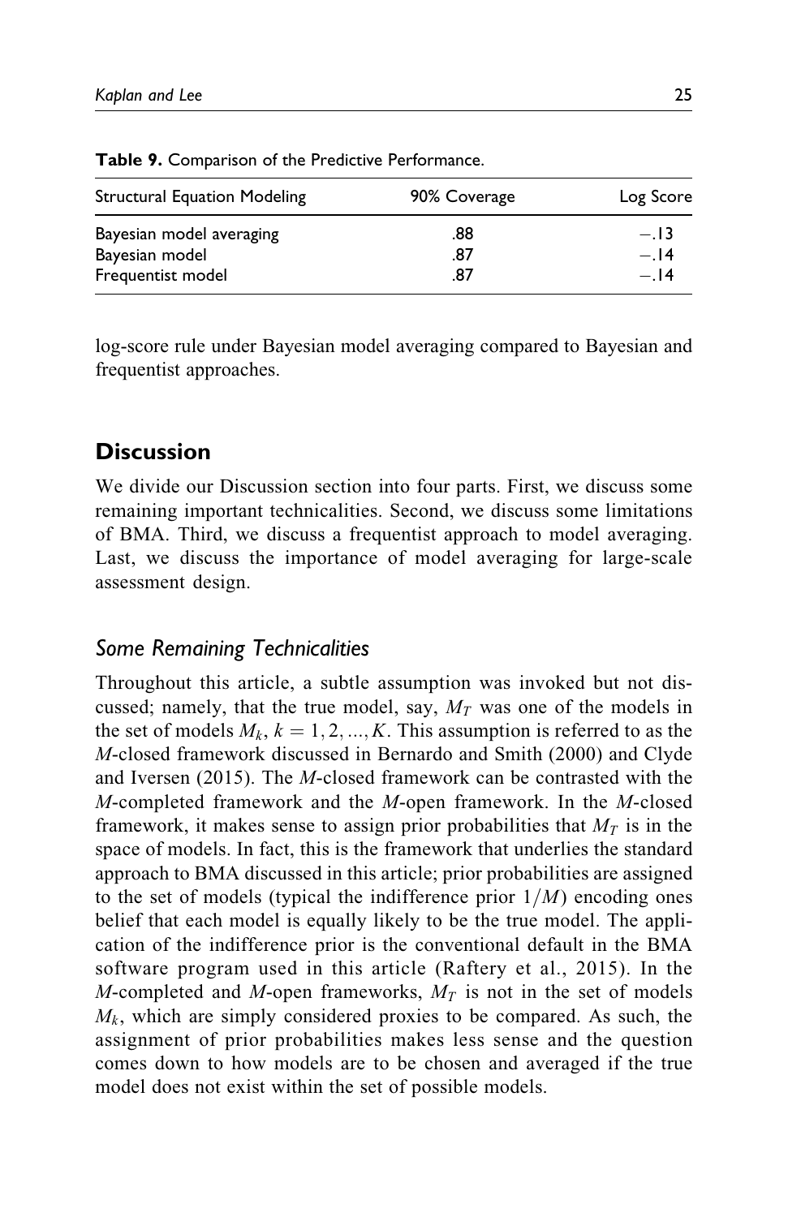**Table 9.** Comparison of the Predictive Performance.

| Structural Equation Modeling | 90% Coverage | Log Score |
|---|---|---|
| Bayesian model averaging | .88 | −.13 |
| Bayesian model | .87 | −.14 |
| Frequentist model | .87 | −.14 |

log-score rule under Bayesian model averaging compared to Bayesian and frequentist approaches.

## Discussion

We divide our Discussion section into four parts. First, we discuss some remaining important technicalities. Second, we discuss some limitations of BMA. Third, we discuss a frequentist approach to model averaging. Last, we discuss the importance of model averaging for large-scale assessment design.

### *Some Remaining Technicalities*

Throughout this article, a subtle assumption was invoked but not discussed; namely, that the true model, say, $M_T$ was one of the models in the set of models $M_k$, $k = 1, 2, ..., K$. This assumption is referred to as the *M*-closed framework discussed in Bernardo and Smith (2000) and Clyde and Iversen (2015). The *M*-closed framework can be contrasted with the *M*-completed framework and the *M*-open framework. In the *M*-closed framework, it makes sense to assign prior probabilities that $M_T$ is in the space of models. In fact, this is the framework that underlies the standard approach to BMA discussed in this article; prior probabilities are assigned to the set of models (typical the indifference prior $1/M$) encoding ones belief that each model is equally likely to be the true model. The application of the indifference prior is the conventional default in the BMA software program used in this article (Raftery et al., 2015). In the *M*-completed and *M*-open frameworks, $M_T$ is not in the set of models $M_k$, which are simply considered proxies to be compared. As such, the assignment of prior probabilities makes less sense and the question comes down to how models are to be chosen and averaged if the true model does not exist within the set of possible models.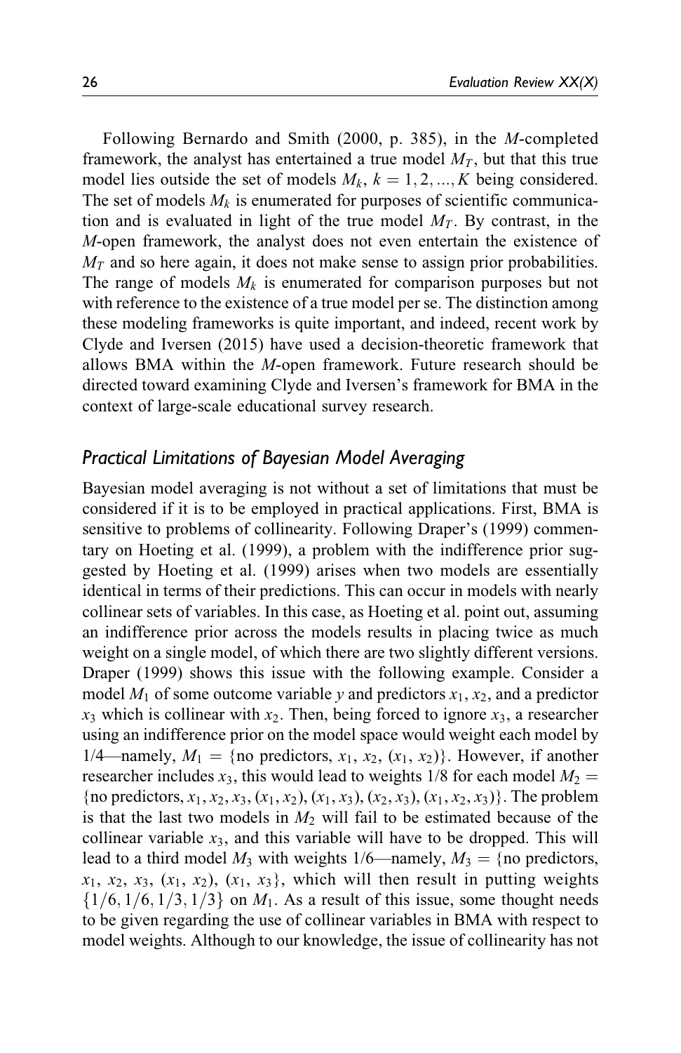Following Bernardo and Smith (2000, p. 385), in the $M$-completed framework, the analyst has entertained a true model $M_T$, but that this true model lies outside the set of models $M_k$, $k = 1, 2, \ldots, K$ being considered. The set of models $M_k$ is enumerated for purposes of scientific communication and is evaluated in light of the true model $M_T$. By contrast, in the $M$-open framework, the analyst does not even entertain the existence of $M_T$ and so here again, it does not make sense to assign prior probabilities. The range of models $M_k$ is enumerated for comparison purposes but not with reference to the existence of a true model per se. The distinction among these modeling frameworks is quite important, and indeed, recent work by Clyde and Iversen (2015) have used a decision-theoretic framework that allows BMA within the $M$-open framework. Future research should be directed toward examining Clyde and Iversen's framework for BMA in the context of large-scale educational survey research.

### *Practical Limitations of Bayesian Model Averaging*

Bayesian model averaging is not without a set of limitations that must be considered if it is to be employed in practical applications. First, BMA is sensitive to problems of collinearity. Following Draper's (1999) commentary on Hoeting et al. (1999), a problem with the indifference prior suggested by Hoeting et al. (1999) arises when two models are essentially identical in terms of their predictions. This can occur in models with nearly collinear sets of variables. In this case, as Hoeting et al. point out, assuming an indifference prior across the models results in placing twice as much weight on a single model, of which there are two slightly different versions. Draper (1999) shows this issue with the following example. Consider a model $M_1$ of some outcome variable $y$ and predictors $x_1$, $x_2$, and a predictor $x_3$ which is collinear with $x_2$. Then, being forced to ignore $x_3$, a researcher using an indifference prior on the model space would weight each model by 1/4—namely, $M_1 = \{\text{no predictors}, x_1, x_2, (x_1, x_2)\}$. However, if another researcher includes $x_3$, this would lead to weights 1/8 for each model $M_2 = \{\text{no predictors}, x_1, x_2, x_3, (x_1, x_2), (x_1, x_3), (x_2, x_3), (x_1, x_2, x_3)\}$. The problem is that the last two models in $M_2$ will fail to be estimated because of the collinear variable $x_3$, and this variable will have to be dropped. This will lead to a third model $M_3$ with weights 1/6—namely, $M_3 = \{\text{no predictors}, x_1, x_2, x_3, (x_1, x_2), (x_1, x_3)\}$, which will then result in putting weights $\{1/6, 1/6, 1/3, 1/3\}$ on $M_1$. As a result of this issue, some thought needs to be given regarding the use of collinear variables in BMA with respect to model weights. Although to our knowledge, the issue of collinearity has not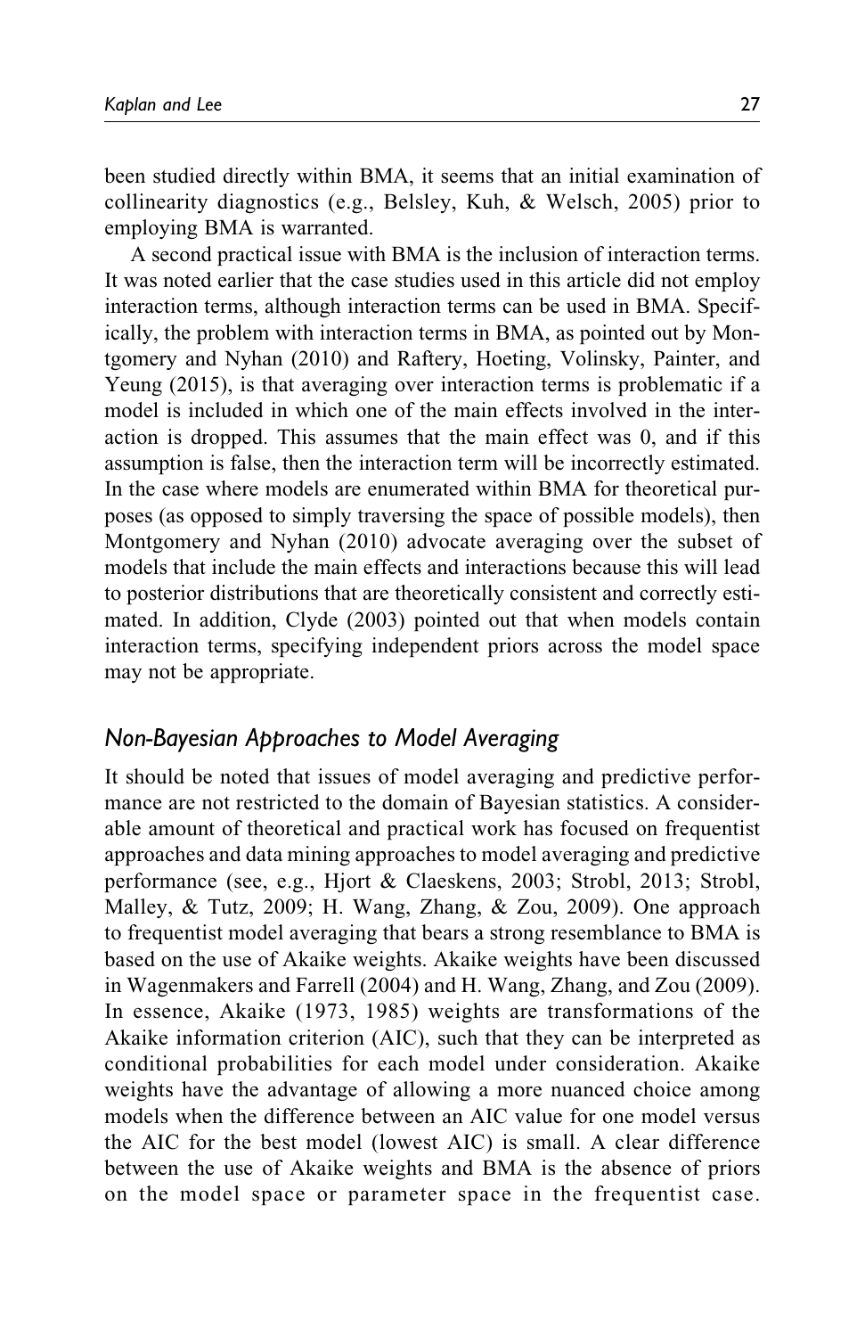been studied directly within BMA, it seems that an initial examination of collinearity diagnostics (e.g., Belsley, Kuh, & Welsch, 2005) prior to employing BMA is warranted.

A second practical issue with BMA is the inclusion of interaction terms. It was noted earlier that the case studies used in this article did not employ interaction terms, although interaction terms can be used in BMA. Specifically, the problem with interaction terms in BMA, as pointed out by Montgomery and Nyhan (2010) and Raftery, Hoeting, Volinsky, Painter, and Yeung (2015), is that averaging over interaction terms is problematic if a model is included in which one of the main effects involved in the interaction is dropped. This assumes that the main effect was 0, and if this assumption is false, then the interaction term will be incorrectly estimated. In the case where models are enumerated within BMA for theoretical purposes (as opposed to simply traversing the space of possible models), then Montgomery and Nyhan (2010) advocate averaging over the subset of models that include the main effects and interactions because this will lead to posterior distributions that are theoretically consistent and correctly estimated. In addition, Clyde (2003) pointed out that when models contain interaction terms, specifying independent priors across the model space may not be appropriate.

## *Non-Bayesian Approaches to Model Averaging*

It should be noted that issues of model averaging and predictive performance are not restricted to the domain of Bayesian statistics. A considerable amount of theoretical and practical work has focused on frequentist approaches and data mining approaches to model averaging and predictive performance (see, e.g., Hjort & Claeskens, 2003; Strobl, 2013; Strobl, Malley, & Tutz, 2009; H. Wang, Zhang, & Zou, 2009). One approach to frequentist model averaging that bears a strong resemblance to BMA is based on the use of Akaike weights. Akaike weights have been discussed in Wagenmakers and Farrell (2004) and H. Wang, Zhang, and Zou (2009). In essence, Akaike (1973, 1985) weights are transformations of the Akaike information criterion (AIC), such that they can be interpreted as conditional probabilities for each model under consideration. Akaike weights have the advantage of allowing a more nuanced choice among models when the difference between an AIC value for one model versus the AIC for the best model (lowest AIC) is small. A clear difference between the use of Akaike weights and BMA is the absence of priors on the model space or parameter space in the frequentist case.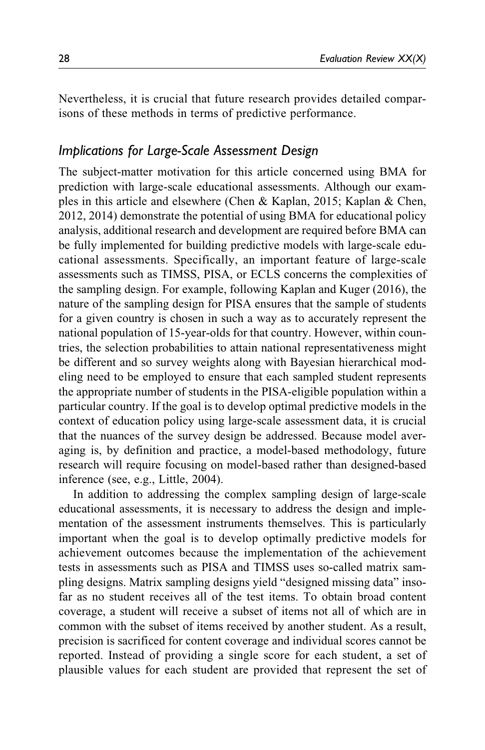Nevertheless, it is crucial that future research provides detailed comparisons of these methods in terms of predictive performance.

## *Implications for Large-Scale Assessment Design*

The subject-matter motivation for this article concerned using BMA for prediction with large-scale educational assessments. Although our examples in this article and elsewhere (Chen & Kaplan, 2015; Kaplan & Chen, 2012, 2014) demonstrate the potential of using BMA for educational policy analysis, additional research and development are required before BMA can be fully implemented for building predictive models with large-scale educational assessments. Specifically, an important feature of large-scale assessments such as TIMSS, PISA, or ECLS concerns the complexities of the sampling design. For example, following Kaplan and Kuger (2016), the nature of the sampling design for PISA ensures that the sample of students for a given country is chosen in such a way as to accurately represent the national population of 15-year-olds for that country. However, within countries, the selection probabilities to attain national representativeness might be different and so survey weights along with Bayesian hierarchical modeling need to be employed to ensure that each sampled student represents the appropriate number of students in the PISA-eligible population within a particular country. If the goal is to develop optimal predictive models in the context of education policy using large-scale assessment data, it is crucial that the nuances of the survey design be addressed. Because model averaging is, by definition and practice, a model-based methodology, future research will require focusing on model-based rather than designed-based inference (see, e.g., Little, 2004).

In addition to addressing the complex sampling design of large-scale educational assessments, it is necessary to address the design and implementation of the assessment instruments themselves. This is particularly important when the goal is to develop optimally predictive models for achievement outcomes because the implementation of the achievement tests in assessments such as PISA and TIMSS uses so-called matrix sampling designs. Matrix sampling designs yield "designed missing data" insofar as no student receives all of the test items. To obtain broad content coverage, a student will receive a subset of items not all of which are in common with the subset of items received by another student. As a result, precision is sacrificed for content coverage and individual scores cannot be reported. Instead of providing a single score for each student, a set of plausible values for each student are provided that represent the set of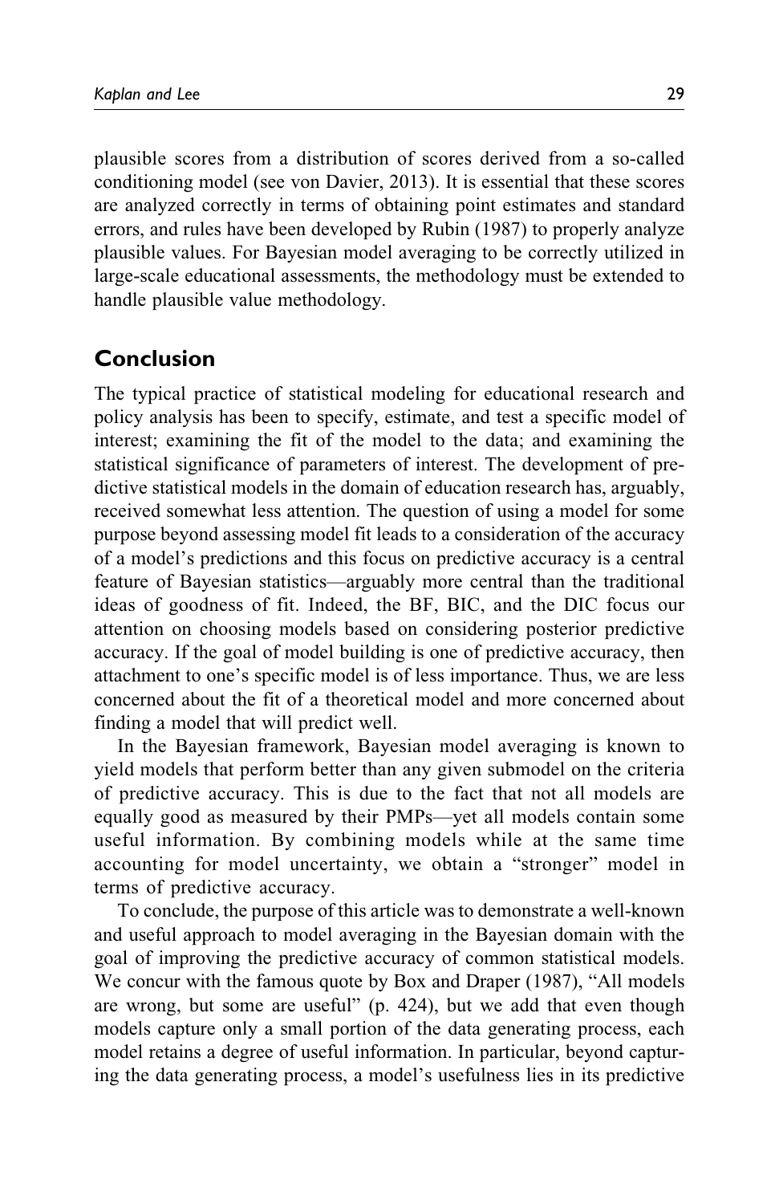plausible scores from a distribution of scores derived from a so-called conditioning model (see von Davier, 2013). It is essential that these scores are analyzed correctly in terms of obtaining point estimates and standard errors, and rules have been developed by Rubin (1987) to properly analyze plausible values. For Bayesian model averaging to be correctly utilized in large-scale educational assessments, the methodology must be extended to handle plausible value methodology.

## Conclusion

The typical practice of statistical modeling for educational research and policy analysis has been to specify, estimate, and test a specific model of interest; examining the fit of the model to the data; and examining the statistical significance of parameters of interest. The development of predictive statistical models in the domain of education research has, arguably, received somewhat less attention. The question of using a model for some purpose beyond assessing model fit leads to a consideration of the accuracy of a model's predictions and this focus on predictive accuracy is a central feature of Bayesian statistics—arguably more central than the traditional ideas of goodness of fit. Indeed, the BF, BIC, and the DIC focus our attention on choosing models based on considering posterior predictive accuracy. If the goal of model building is one of predictive accuracy, then attachment to one's specific model is of less importance. Thus, we are less concerned about the fit of a theoretical model and more concerned about finding a model that will predict well.

In the Bayesian framework, Bayesian model averaging is known to yield models that perform better than any given submodel on the criteria of predictive accuracy. This is due to the fact that not all models are equally good as measured by their PMPs—yet all models contain some useful information. By combining models while at the same time accounting for model uncertainty, we obtain a "stronger" model in terms of predictive accuracy.

To conclude, the purpose of this article was to demonstrate a well-known and useful approach to model averaging in the Bayesian domain with the goal of improving the predictive accuracy of common statistical models. We concur with the famous quote by Box and Draper (1987), "All models are wrong, but some are useful" (p. 424), but we add that even though models capture only a small portion of the data generating process, each model retains a degree of useful information. In particular, beyond capturing the data generating process, a model's usefulness lies in its predictive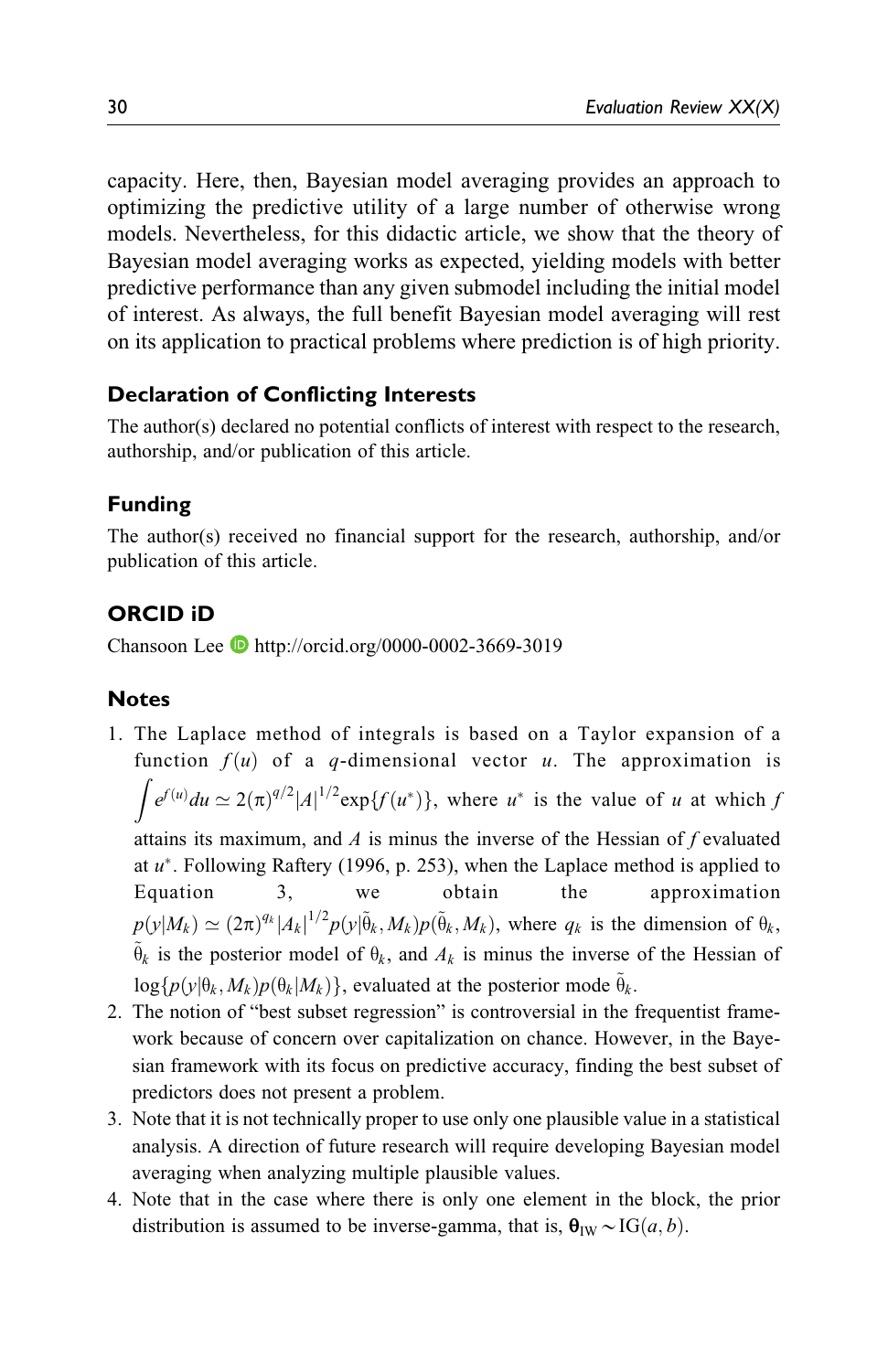capacity. Here, then, Bayesian model averaging provides an approach to optimizing the predictive utility of a large number of otherwise wrong models. Nevertheless, for this didactic article, we show that the theory of Bayesian model averaging works as expected, yielding models with better predictive performance than any given submodel including the initial model of interest. As always, the full benefit Bayesian model averaging will rest on its application to practical problems where prediction is of high priority.

### Declaration of Conflicting Interests

The author(s) declared no potential conflicts of interest with respect to the research, authorship, and/or publication of this article.

### Funding

The author(s) received no financial support for the research, authorship, and/or publication of this article.

### ORCID iD

Chansoon Lee http://orcid.org/0000-0002-3669-3019

### Notes

1. The Laplace method of integrals is based on a Taylor expansion of a function $f(u)$ of a $q$-dimensional vector $u$. The approximation is $\int e^{f(u)}du \simeq 2(\pi)^{q/2}|A|^{1/2}\exp\{f(u^*)\}$, where $u^*$ is the value of $u$ at which $f$ attains its maximum, and $A$ is minus the inverse of the Hessian of $f$ evaluated at $u^*$. Following Raftery (1996, p. 253), when the Laplace method is applied to Equation 3, we obtain the approximation $p(y|M_k) \simeq (2\pi)^{q_k}|A_k|^{1/2}p(y|\tilde{\theta}_k, M_k)p(\tilde{\theta}_k, M_k)$, where $q_k$ is the dimension of $\theta_k$, $\tilde{\theta}_k$ is the posterior model of $\theta_k$, and $A_k$ is minus the inverse of the Hessian of $\log\{p(y|\theta_k, M_k)p(\theta_k|M_k)\}$, evaluated at the posterior mode $\tilde{\theta}_k$.
2. The notion of "best subset regression" is controversial in the frequentist framework because of concern over capitalization on chance. However, in the Bayesian framework with its focus on predictive accuracy, finding the best subset of predictors does not present a problem.
3. Note that it is not technically proper to use only one plausible value in a statistical analysis. A direction of future research will require developing Bayesian model averaging when analyzing multiple plausible values.
4. Note that in the case where there is only one element in the block, the prior distribution is assumed to be inverse-gamma, that is, $\boldsymbol{\theta}_{\text{IW}} \sim \text{IG}(a, b)$.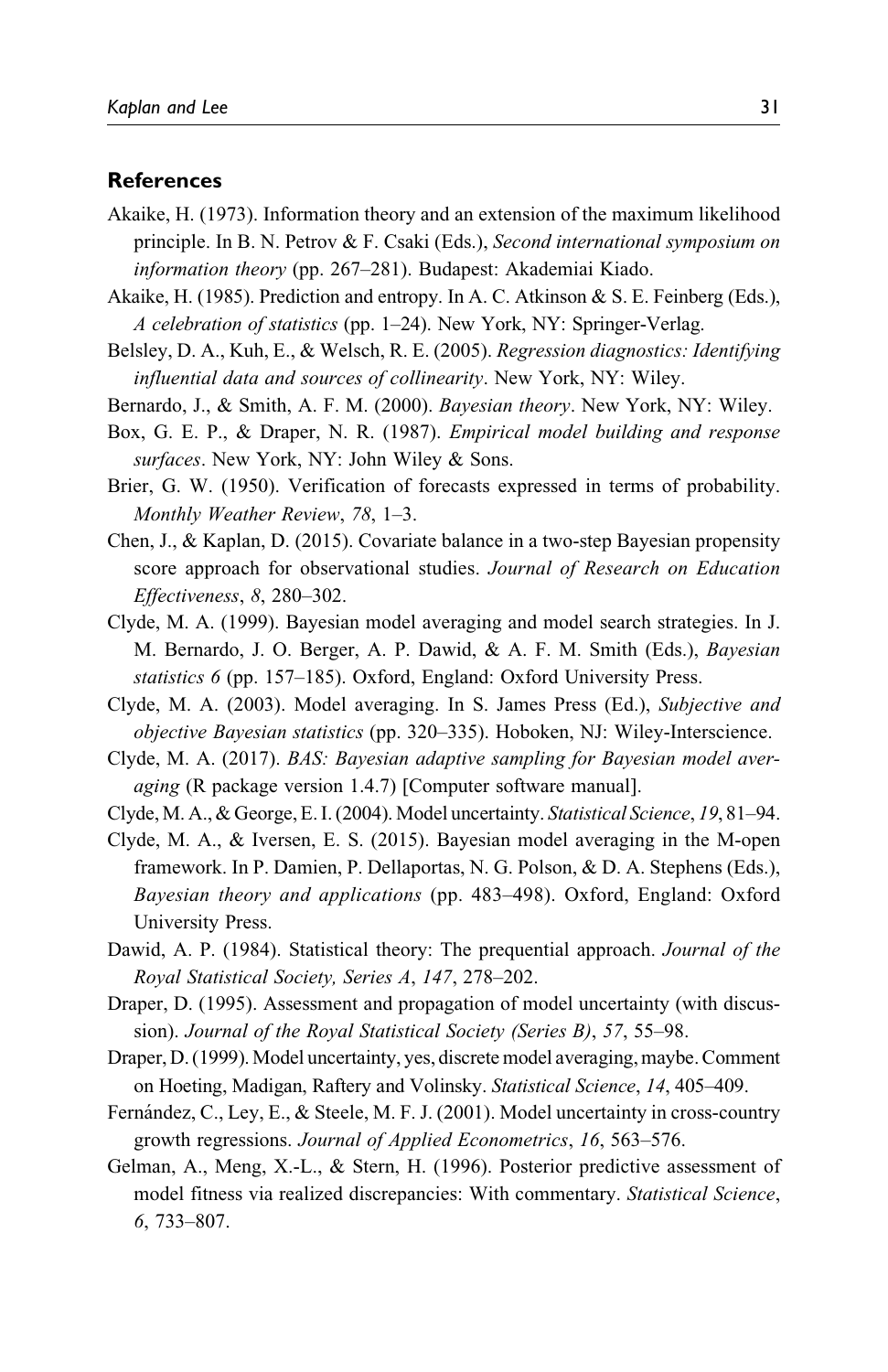## References

Akaike, H. (1973). Information theory and an extension of the maximum likelihood principle. In B. N. Petrov & F. Csaki (Eds.), *Second international symposium on information theory* (pp. 267–281). Budapest: Akademiai Kiado.

Akaike, H. (1985). Prediction and entropy. In A. C. Atkinson & S. E. Feinberg (Eds.), *A celebration of statistics* (pp. 1–24). New York, NY: Springer-Verlag.

Belsley, D. A., Kuh, E., & Welsch, R. E. (2005). *Regression diagnostics: Identifying influential data and sources of collinearity*. New York, NY: Wiley.

Bernardo, J., & Smith, A. F. M. (2000). *Bayesian theory*. New York, NY: Wiley.

Box, G. E. P., & Draper, N. R. (1987). *Empirical model building and response surfaces*. New York, NY: John Wiley & Sons.

Brier, G. W. (1950). Verification of forecasts expressed in terms of probability. *Monthly Weather Review*, *78*, 1–3.

Chen, J., & Kaplan, D. (2015). Covariate balance in a two-step Bayesian propensity score approach for observational studies. *Journal of Research on Education Effectiveness*, *8*, 280–302.

Clyde, M. A. (1999). Bayesian model averaging and model search strategies. In J. M. Bernardo, J. O. Berger, A. P. Dawid, & A. F. M. Smith (Eds.), *Bayesian statistics 6* (pp. 157–185). Oxford, England: Oxford University Press.

Clyde, M. A. (2003). Model averaging. In S. James Press (Ed.), *Subjective and objective Bayesian statistics* (pp. 320–335). Hoboken, NJ: Wiley-Interscience.

Clyde, M. A. (2017). *BAS: Bayesian adaptive sampling for Bayesian model averaging* (R package version 1.4.7) [Computer software manual].

Clyde, M. A., & George, E. I. (2004). Model uncertainty. *Statistical Science*, *19*, 81–94.

Clyde, M. A., & Iversen, E. S. (2015). Bayesian model averaging in the M-open framework. In P. Damien, P. Dellaportas, N. G. Polson, & D. A. Stephens (Eds.), *Bayesian theory and applications* (pp. 483–498). Oxford, England: Oxford University Press.

Dawid, A. P. (1984). Statistical theory: The prequential approach. *Journal of the Royal Statistical Society, Series A*, *147*, 278–202.

Draper, D. (1995). Assessment and propagation of model uncertainty (with discussion). *Journal of the Royal Statistical Society (Series B)*, *57*, 55–98.

Draper, D. (1999). Model uncertainty, yes, discrete model averaging, maybe. Comment on Hoeting, Madigan, Raftery and Volinsky. *Statistical Science*, *14*, 405–409.

Fernández, C., Ley, E., & Steele, M. F. J. (2001). Model uncertainty in cross-country growth regressions. *Journal of Applied Econometrics*, *16*, 563–576.

Gelman, A., Meng, X.-L., & Stern, H. (1996). Posterior predictive assessment of model fitness via realized discrepancies: With commentary. *Statistical Science*, *6*, 733–807.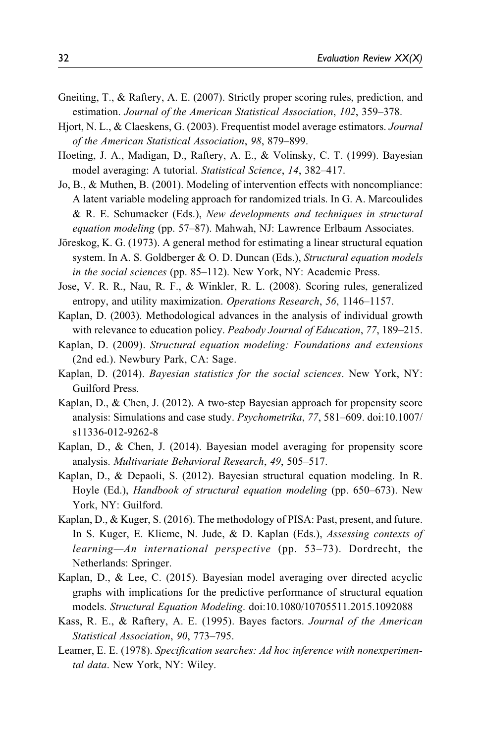Gneiting, T., & Raftery, A. E. (2007). Strictly proper scoring rules, prediction, and estimation. *Journal of the American Statistical Association*, *102*, 359–378.

Hjort, N. L., & Claeskens, G. (2003). Frequentist model average estimators. *Journal of the American Statistical Association*, *98*, 879–899.

Hoeting, J. A., Madigan, D., Raftery, A. E., & Volinsky, C. T. (1999). Bayesian model averaging: A tutorial. *Statistical Science*, *14*, 382–417.

Jo, B., & Muthen, B. (2001). Modeling of intervention effects with noncompliance: A latent variable modeling approach for randomized trials. In G. A. Marcoulides & R. E. Schumacker (Eds.), *New developments and techniques in structural equation modeling* (pp. 57–87). Mahwah, NJ: Lawrence Erlbaum Associates.

Jöreskog, K. G. (1973). A general method for estimating a linear structural equation system. In A. S. Goldberger & O. D. Duncan (Eds.), *Structural equation models in the social sciences* (pp. 85–112). New York, NY: Academic Press.

Jose, V. R. R., Nau, R. F., & Winkler, R. L. (2008). Scoring rules, generalized entropy, and utility maximization. *Operations Research*, *56*, 1146–1157.

Kaplan, D. (2003). Methodological advances in the analysis of individual growth with relevance to education policy. *Peabody Journal of Education*, *77*, 189–215.

Kaplan, D. (2009). *Structural equation modeling: Foundations and extensions* (2nd ed.). Newbury Park, CA: Sage.

Kaplan, D. (2014). *Bayesian statistics for the social sciences*. New York, NY: Guilford Press.

Kaplan, D., & Chen, J. (2012). A two-step Bayesian approach for propensity score analysis: Simulations and case study. *Psychometrika*, *77*, 581–609. doi:10.1007/s11336-012-9262-8

Kaplan, D., & Chen, J. (2014). Bayesian model averaging for propensity score analysis. *Multivariate Behavioral Research*, *49*, 505–517.

Kaplan, D., & Depaoli, S. (2012). Bayesian structural equation modeling. In R. Hoyle (Ed.), *Handbook of structural equation modeling* (pp. 650–673). New York, NY: Guilford.

Kaplan, D., & Kuger, S. (2016). The methodology of PISA: Past, present, and future. In S. Kuger, E. Klieme, N. Jude, & D. Kaplan (Eds.), *Assessing contexts of learning—An international perspective* (pp. 53–73). Dordrecht, the Netherlands: Springer.

Kaplan, D., & Lee, C. (2015). Bayesian model averaging over directed acyclic graphs with implications for the predictive performance of structural equation models. *Structural Equation Modeling*. doi:10.1080/10705511.2015.1092088

Kass, R. E., & Raftery, A. E. (1995). Bayes factors. *Journal of the American Statistical Association*, *90*, 773–795.

Leamer, E. E. (1978). *Specification searches: Ad hoc inference with nonexperimental data*. New York, NY: Wiley.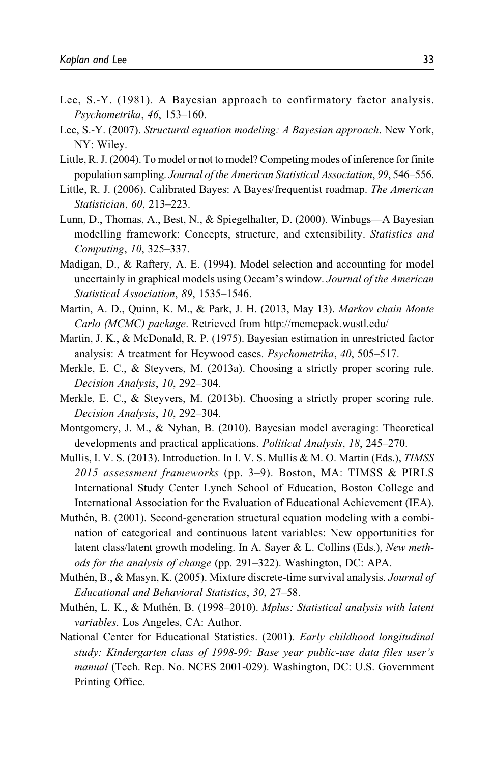Lee, S.-Y. (1981). A Bayesian approach to confirmatory factor analysis. *Psychometrika*, *46*, 153–160.

Lee, S.-Y. (2007). *Structural equation modeling: A Bayesian approach*. New York, NY: Wiley.

Little, R. J. (2004). To model or not to model? Competing modes of inference for finite population sampling. *Journal of the American Statistical Association*, *99*, 546–556.

Little, R. J. (2006). Calibrated Bayes: A Bayes/frequentist roadmap. *The American Statistician*, *60*, 213–223.

Lunn, D., Thomas, A., Best, N., & Spiegelhalter, D. (2000). Winbugs—A Bayesian modelling framework: Concepts, structure, and extensibility. *Statistics and Computing*, *10*, 325–337.

Madigan, D., & Raftery, A. E. (1994). Model selection and accounting for model uncertainly in graphical models using Occam's window. *Journal of the American Statistical Association*, *89*, 1535–1546.

Martin, A. D., Quinn, K. M., & Park, J. H. (2013, May 13). *Markov chain Monte Carlo (MCMC) package*. Retrieved from http://mcmcpack.wustl.edu/

Martin, J. K., & McDonald, R. P. (1975). Bayesian estimation in unrestricted factor analysis: A treatment for Heywood cases. *Psychometrika*, *40*, 505–517.

Merkle, E. C., & Steyvers, M. (2013a). Choosing a strictly proper scoring rule. *Decision Analysis*, *10*, 292–304.

Merkle, E. C., & Steyvers, M. (2013b). Choosing a strictly proper scoring rule. *Decision Analysis*, *10*, 292–304.

Montgomery, J. M., & Nyhan, B. (2010). Bayesian model averaging: Theoretical developments and practical applications. *Political Analysis*, *18*, 245–270.

Mullis, I. V. S. (2013). Introduction. In I. V. S. Mullis & M. O. Martin (Eds.), *TIMSS 2015 assessment frameworks* (pp. 3–9). Boston, MA: TIMSS & PIRLS International Study Center Lynch School of Education, Boston College and International Association for the Evaluation of Educational Achievement (IEA).

Muthén, B. (2001). Second-generation structural equation modeling with a combination of categorical and continuous latent variables: New opportunities for latent class/latent growth modeling. In A. Sayer & L. Collins (Eds.), *New methods for the analysis of change* (pp. 291–322). Washington, DC: APA.

Muthén, B., & Masyn, K. (2005). Mixture discrete-time survival analysis. *Journal of Educational and Behavioral Statistics*, *30*, 27–58.

Muthén, L. K., & Muthén, B. (1998–2010). *Mplus: Statistical analysis with latent variables*. Los Angeles, CA: Author.

National Center for Educational Statistics. (2001). *Early childhood longitudinal study: Kindergarten class of 1998-99: Base year public-use data files user's manual* (Tech. Rep. No. NCES 2001-029). Washington, DC: U.S. Government Printing Office.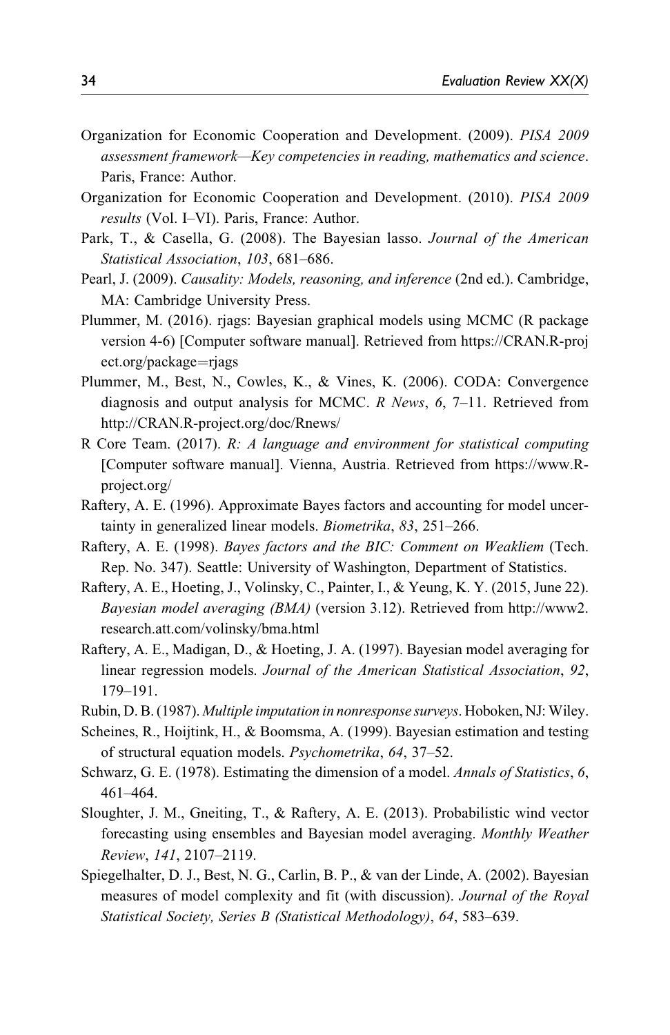Organization for Economic Cooperation and Development. (2009). *PISA 2009 assessment framework—Key competencies in reading, mathematics and science*. Paris, France: Author.

Organization for Economic Cooperation and Development. (2010). *PISA 2009 results* (Vol. I–VI). Paris, France: Author.

Park, T., & Casella, G. (2008). The Bayesian lasso. *Journal of the American Statistical Association*, *103*, 681–686.

Pearl, J. (2009). *Causality: Models, reasoning, and inference* (2nd ed.). Cambridge, MA: Cambridge University Press.

Plummer, M. (2016). rjags: Bayesian graphical models using MCMC (R package version 4-6) [Computer software manual]. Retrieved from https://CRAN.R-project.org/package=rjags

Plummer, M., Best, N., Cowles, K., & Vines, K. (2006). CODA: Convergence diagnosis and output analysis for MCMC. *R News*, *6*, 7–11. Retrieved from http://CRAN.R-project.org/doc/Rnews/

R Core Team. (2017). *R: A language and environment for statistical computing* [Computer software manual]. Vienna, Austria. Retrieved from https://www.R-project.org/

Raftery, A. E. (1996). Approximate Bayes factors and accounting for model uncertainty in generalized linear models. *Biometrika*, *83*, 251–266.

Raftery, A. E. (1998). *Bayes factors and the BIC: Comment on Weakliem* (Tech. Rep. No. 347). Seattle: University of Washington, Department of Statistics.

Raftery, A. E., Hoeting, J., Volinsky, C., Painter, I., & Yeung, K. Y. (2015, June 22). *Bayesian model averaging (BMA)* (version 3.12). Retrieved from http://www2.research.att.com/volinsky/bma.html

Raftery, A. E., Madigan, D., & Hoeting, J. A. (1997). Bayesian model averaging for linear regression models. *Journal of the American Statistical Association*, *92*, 179–191.

Rubin, D. B. (1987). *Multiple imputation in nonresponse surveys*. Hoboken, NJ: Wiley.

Scheines, R., Hoijtink, H., & Boomsma, A. (1999). Bayesian estimation and testing of structural equation models. *Psychometrika*, *64*, 37–52.

Schwarz, G. E. (1978). Estimating the dimension of a model. *Annals of Statistics*, *6*, 461–464.

Sloughter, J. M., Gneiting, T., & Raftery, A. E. (2013). Probabilistic wind vector forecasting using ensembles and Bayesian model averaging. *Monthly Weather Review*, *141*, 2107–2119.

Spiegelhalter, D. J., Best, N. G., Carlin, B. P., & van der Linde, A. (2002). Bayesian measures of model complexity and fit (with discussion). *Journal of the Royal Statistical Society, Series B (Statistical Methodology)*, *64*, 583–639.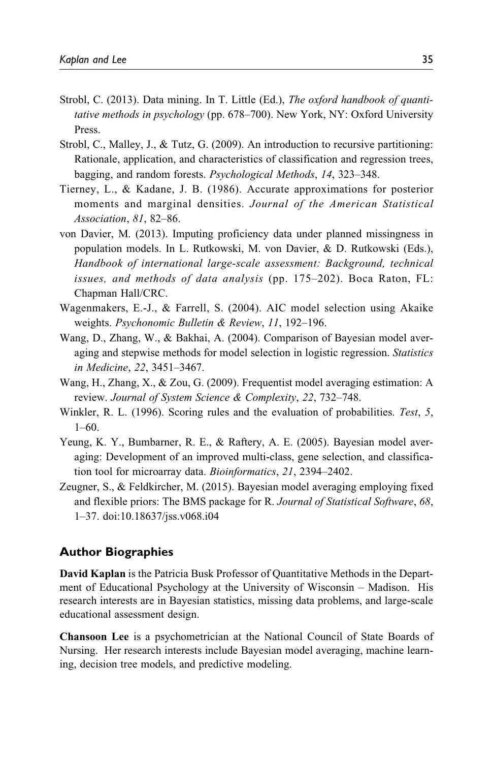Strobl, C. (2013). Data mining. In T. Little (Ed.), *The oxford handbook of quantitative methods in psychology* (pp. 678–700). New York, NY: Oxford University Press.

Strobl, C., Malley, J., & Tutz, G. (2009). An introduction to recursive partitioning: Rationale, application, and characteristics of classification and regression trees, bagging, and random forests. *Psychological Methods*, *14*, 323–348.

Tierney, L., & Kadane, J. B. (1986). Accurate approximations for posterior moments and marginal densities. *Journal of the American Statistical Association*, *81*, 82–86.

von Davier, M. (2013). Imputing proficiency data under planned missingness in population models. In L. Rutkowski, M. von Davier, & D. Rutkowski (Eds.), *Handbook of international large-scale assessment: Background, technical issues, and methods of data analysis* (pp. 175–202). Boca Raton, FL: Chapman Hall/CRC.

Wagenmakers, E.-J., & Farrell, S. (2004). AIC model selection using Akaike weights. *Psychonomic Bulletin & Review*, *11*, 192–196.

Wang, D., Zhang, W., & Bakhai, A. (2004). Comparison of Bayesian model averaging and stepwise methods for model selection in logistic regression. *Statistics in Medicine*, *22*, 3451–3467.

Wang, H., Zhang, X., & Zou, G. (2009). Frequentist model averaging estimation: A review. *Journal of System Science & Complexity*, *22*, 732–748.

Winkler, R. L. (1996). Scoring rules and the evaluation of probabilities. *Test*, *5*, 1–60.

Yeung, K. Y., Bumbarner, R. E., & Raftery, A. E. (2005). Bayesian model averaging: Development of an improved multi-class, gene selection, and classification tool for microarray data. *Bioinformatics*, *21*, 2394–2402.

Zeugner, S., & Feldkircher, M. (2015). Bayesian model averaging employing fixed and flexible priors: The BMS package for R. *Journal of Statistical Software*, *68*, 1–37. doi:10.18637/jss.v068.i04

## Author Biographies

**David Kaplan** is the Patricia Busk Professor of Quantitative Methods in the Department of Educational Psychology at the University of Wisconsin – Madison. His research interests are in Bayesian statistics, missing data problems, and large-scale educational assessment design.

**Chansoon Lee** is a psychometrician at the National Council of State Boards of Nursing. Her research interests include Bayesian model averaging, machine learning, decision tree models, and predictive modeling.